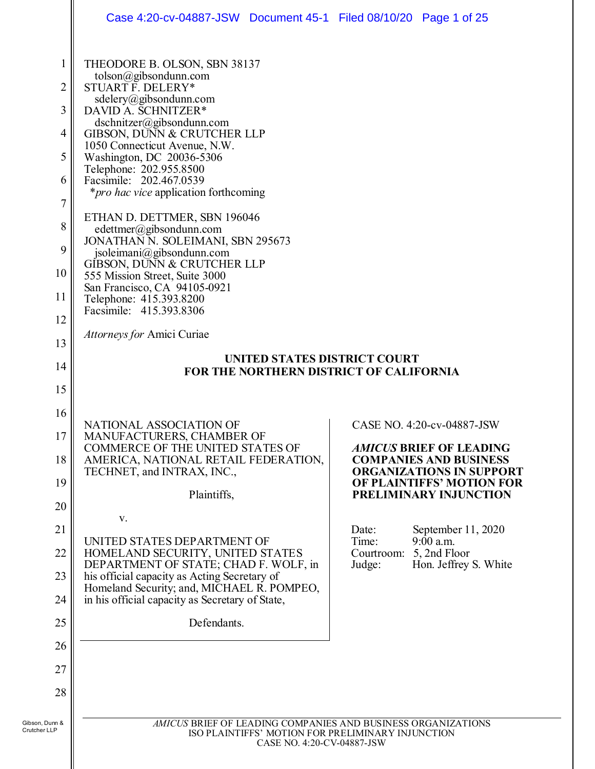THEODORE B. OLSON, SBN 38137
tolson@gibsondunn.com
STUART F. DELERY*
sdelery@gibsondunn.com
DAVID A. SCHNITZER*
dschnitzer@gibsondunn.com
GIBSON, DUNN & CRUTCHER LLP
1050 Connecticut Avenue, N.W.
Washington, DC 20036-5306
Telephone: 202.955.8500
Facsimile: 202.467.0539
**pro hac vice* application forthcoming

ETHAN D. DETTMER, SBN 196046
edettmer@gibsondunn.com
JONATHAN N. SOLEIMANI, SBN 295673
jsoleimani@gibsondunn.com
GIBSON, DUNN & CRUTCHER LLP
555 Mission Street, Suite 3000
San Francisco, CA 94105-0921
Telephone: 415.393.8200
Facsimile: 415.393.8306

*Attorneys for* Amici Curiae

**UNITED STATES DISTRICT COURT**
**FOR THE NORTHERN DISTRICT OF CALIFORNIA**

NATIONAL ASSOCIATION OF MANUFACTURERS, CHAMBER OF COMMERCE OF THE UNITED STATES OF AMERICA, NATIONAL RETAIL FEDERATION, TECHNET, and INTRAX, INC.,

Plaintiffs,

v.

UNITED STATES DEPARTMENT OF HOMELAND SECURITY, UNITED STATES DEPARTMENT OF STATE; CHAD F. WOLF, in his official capacity as Acting Secretary of Homeland Security; and, MICHAEL R. POMPEO, in his official capacity as Secretary of State,

Defendants.

CASE NO. 4:20-cv-04887-JSW

***AMICUS* BRIEF OF LEADING COMPANIES AND BUSINESS ORGANIZATIONS IN SUPPORT OF PLAINTIFFS' MOTION FOR PRELIMINARY INJUNCTION**

Date: September 11, 2020
Time: 9:00 a.m.
Courtroom: 5, 2nd Floor
Judge: Hon. Jeffrey S. White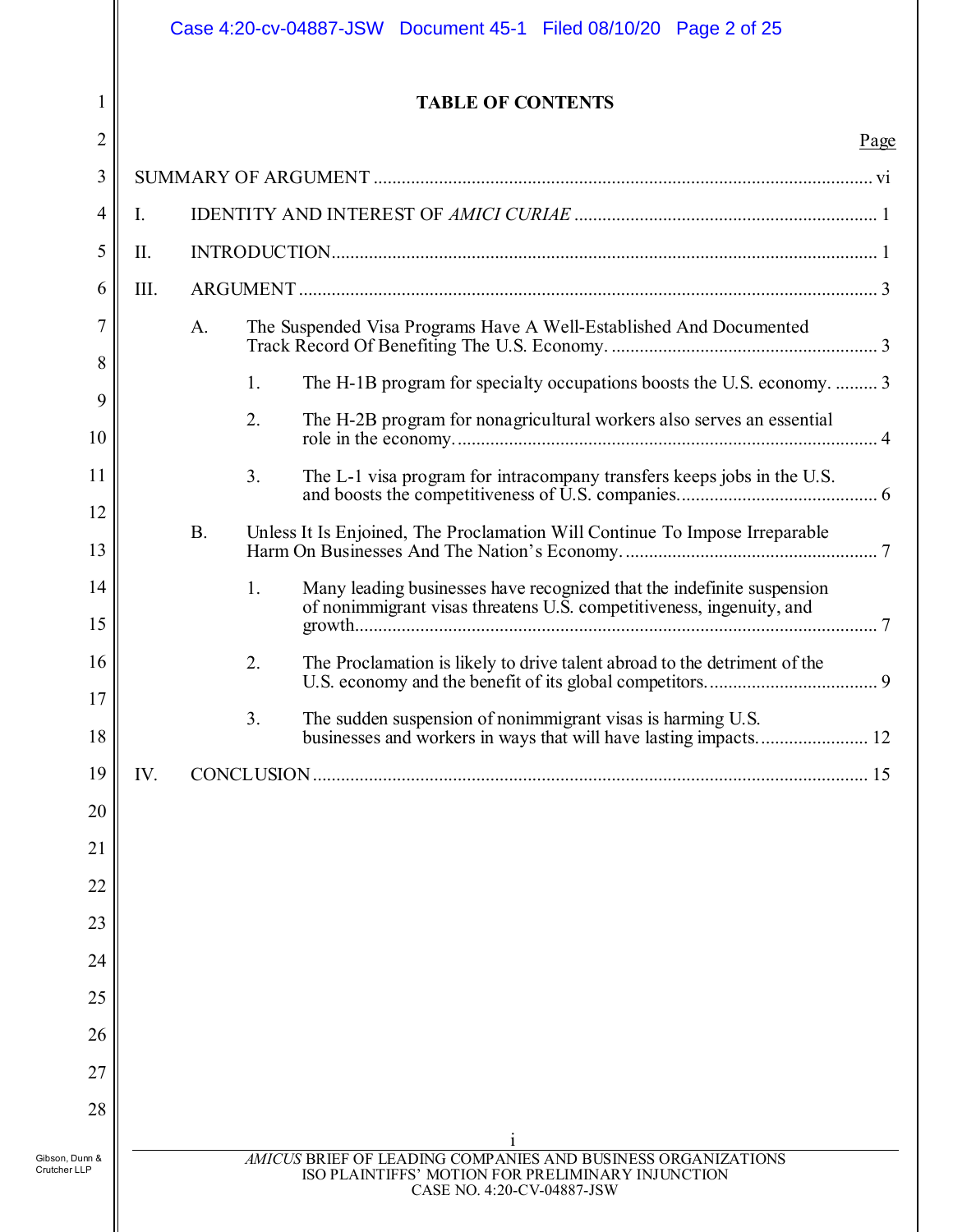# TABLE OF CONTENTS

| | Page |
|---|---|
| SUMMARY OF ARGUMENT | vi |
| I. IDENTITY AND INTEREST OF *AMICI CURIAE* | 1 |
| II. INTRODUCTION | 1 |
| III. ARGUMENT | 3 |
| A. The Suspended Visa Programs Have A Well-Established And Documented Track Record Of Benefiting The U.S. Economy. | 3 |
| 1. The H-1B program for specialty occupations boosts the U.S. economy. | 3 |
| 2. The H-2B program for nonagricultural workers also serves an essential role in the economy. | 4 |
| 3. The L-1 visa program for intracompany transfers keeps jobs in the U.S. and boosts the competitiveness of U.S. companies. | 6 |
| B. Unless It Is Enjoined, The Proclamation Will Continue To Impose Irreparable Harm On Businesses And The Nation's Economy. | 7 |
| 1. Many leading businesses have recognized that the indefinite suspension of nonimmigrant visas threatens U.S. competitiveness, ingenuity, and growth. | 7 |
| 2. The Proclamation is likely to drive talent abroad to the detriment of the U.S. economy and the benefit of its global competitors. | 9 |
| 3. The sudden suspension of nonimmigrant visas is harming U.S. businesses and workers in ways that will have lasting impacts. | 12 |
| IV. CONCLUSION | 15 |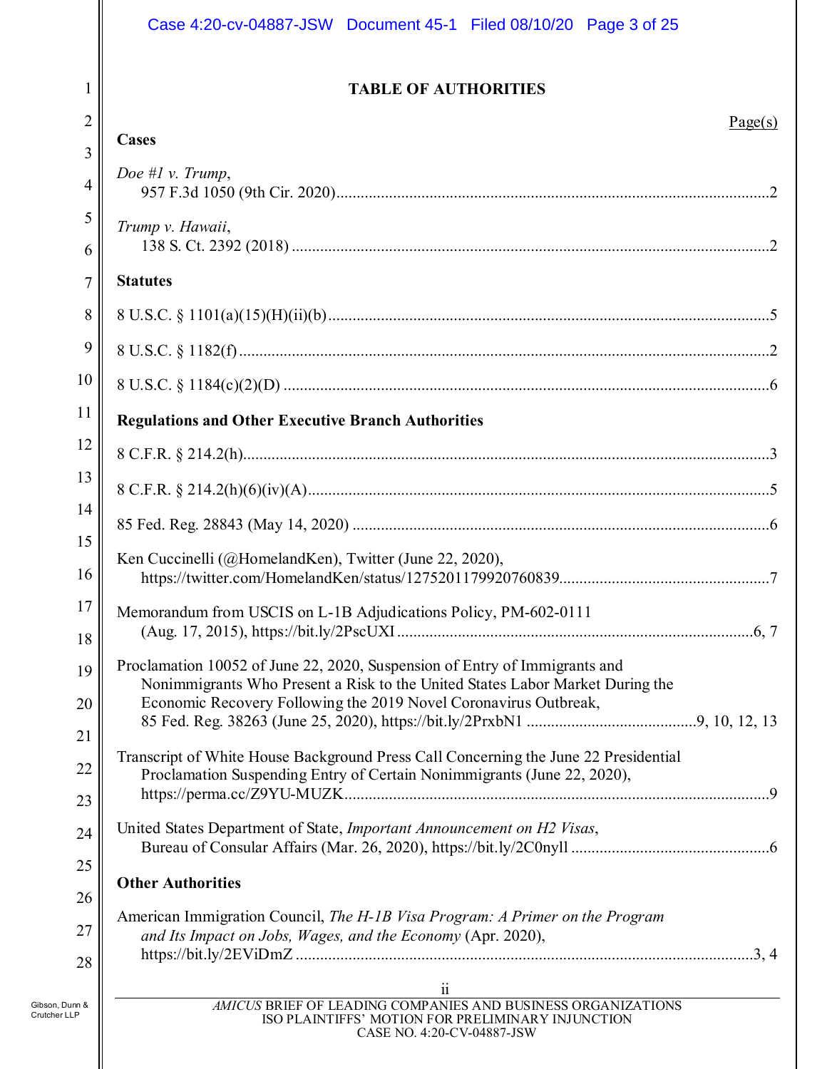# TABLE OF AUTHORITIES

Page(s)

**Cases**

*Doe #1 v. Trump*,
957 F.3d 1050 (9th Cir. 2020) ... 2

*Trump v. Hawaii*,
138 S. Ct. 2392 (2018) ... 2

**Statutes**

8 U.S.C. § 1101(a)(15)(H)(ii)(b) ... 5

8 U.S.C. § 1182(f) ... 2

8 U.S.C. § 1184(c)(2)(D) ... 6

**Regulations and Other Executive Branch Authorities**

8 C.F.R. § 214.2(h) ... 3

8 C.F.R. § 214.2(h)(6)(iv)(A) ... 5

85 Fed. Reg. 28843 (May 14, 2020) ... 6

Ken Cuccinelli (@HomelandKen), Twitter (June 22, 2020),
https://twitter.com/HomelandKen/status/1275201179920760839 ... 7

Memorandum from USCIS on L-1B Adjudications Policy, PM-602-0111
(Aug. 17, 2015), https://bit.ly/2PscUXI ... 6, 7

Proclamation 10052 of June 22, 2020, Suspension of Entry of Immigrants and Nonimmigrants Who Present a Risk to the United States Labor Market During the Economic Recovery Following the 2019 Novel Coronavirus Outbreak,
85 Fed. Reg. 38263 (June 25, 2020), https://bit.ly/2PrxbN1 ... 9, 10, 12, 13

Transcript of White House Background Press Call Concerning the June 22 Presidential Proclamation Suspending Entry of Certain Nonimmigrants (June 22, 2020),
https://perma.cc/Z9YU-MUZK ... 9

United States Department of State, *Important Announcement on H2 Visas*,
Bureau of Consular Affairs (Mar. 26, 2020), https://bit.ly/2C0nyll ... 6

**Other Authorities**

American Immigration Council, *The H-1B Visa Program: A Primer on the Program and Its Impact on Jobs, Wages, and the Economy* (Apr. 2020),
https://bit.ly/2EViDmZ ... 3, 4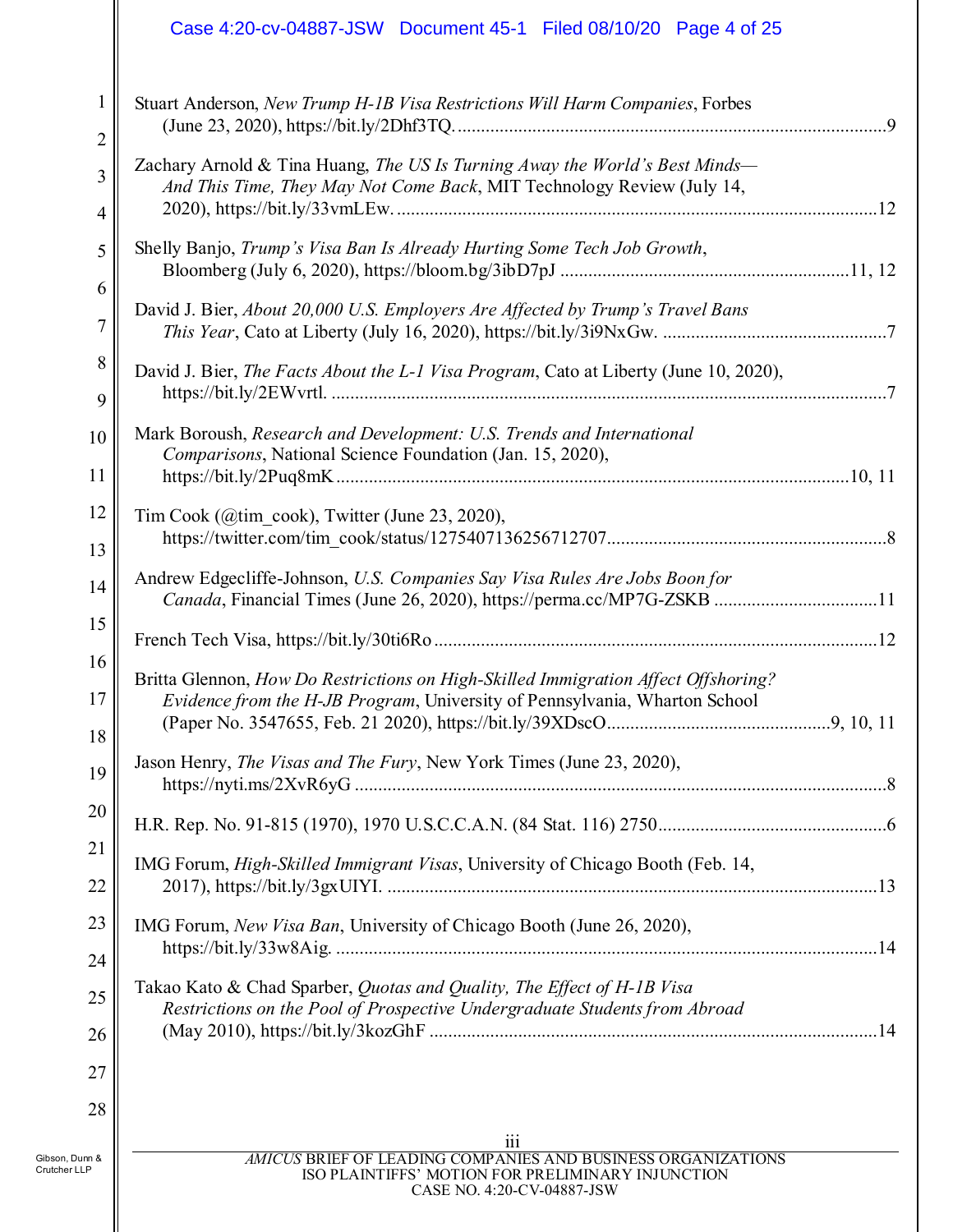Stuart Anderson, *New Trump H-1B Visa Restrictions Will Harm Companies*, Forbes (June 23, 2020), https://bit.ly/2Dhf3TQ. ........................................................................................... 9

Zachary Arnold & Tina Huang, *The US Is Turning Away the World's Best Minds—And This Time, They May Not Come Back*, MIT Technology Review (July 14, 2020), https://bit.ly/33vmLEw. ...................................................................................................... 12

Shelly Banjo, *Trump's Visa Ban Is Already Hurting Some Tech Job Growth*, Bloomberg (July 6, 2020), https://bloom.bg/3ibD7pJ ............................................................ 11, 12

David J. Bier, *About 20,000 U.S. Employers Are Affected by Trump's Travel Bans This Year*, Cato at Liberty (July 16, 2020), https://bit.ly/3i9NxGw. ............................................... 7

David J. Bier, *The Facts About the L-1 Visa Program*, Cato at Liberty (June 10, 2020), https://bit.ly/2EWvrtl. ...................................................................................................... 7

Mark Boroush, *Research and Development: U.S. Trends and International Comparisons*, National Science Foundation (Jan. 15, 2020), https://bit.ly/2Puq8mK ............................................................................................................ 10, 11

Tim Cook (@tim_cook), Twitter (June 23, 2020), https://twitter.com/tim_cook/status/1275407136256712707........................................................... 8

Andrew Edgecliffe-Johnson, *U.S. Companies Say Visa Rules Are Jobs Boon for Canada*, Financial Times (June 26, 2020), https://perma.cc/MP7G-ZSKB ................................... 11

French Tech Visa, https://bit.ly/30ti6Ro ............................................................................................. 12

Britta Glennon, *How Do Restrictions on High-Skilled Immigration Affect Offshoring? Evidence from the H-JB Program*, University of Pennsylvania, Wharton School (Paper No. 3547655, Feb. 21 2020), https://bit.ly/39XDscO............................................... 9, 10, 11

Jason Henry, *The Visas and The Fury*, New York Times (June 23, 2020), https://nyti.ms/2XvR6yG ................................................................................................................ 8

H.R. Rep. No. 91-815 (1970), 1970 U.S.C.C.A.N. (84 Stat. 116) 2750................................................ 6

IMG Forum, *High-Skilled Immigrant Visas*, University of Chicago Booth (Feb. 14, 2017), https://bit.ly/3gxUIYI. ........................................................................................................ 13

IMG Forum, *New Visa Ban*, University of Chicago Booth (June 26, 2020), https://bit.ly/33w8Aig. ................................................................................................................... 14

Takao Kato & Chad Sparber, *Quotas and Quality, The Effect of H-1B Visa Restrictions on the Pool of Prospective Undergraduate Students from Abroad* (May 2010), https://bit.ly/3kozGhF ............................................................................................... 14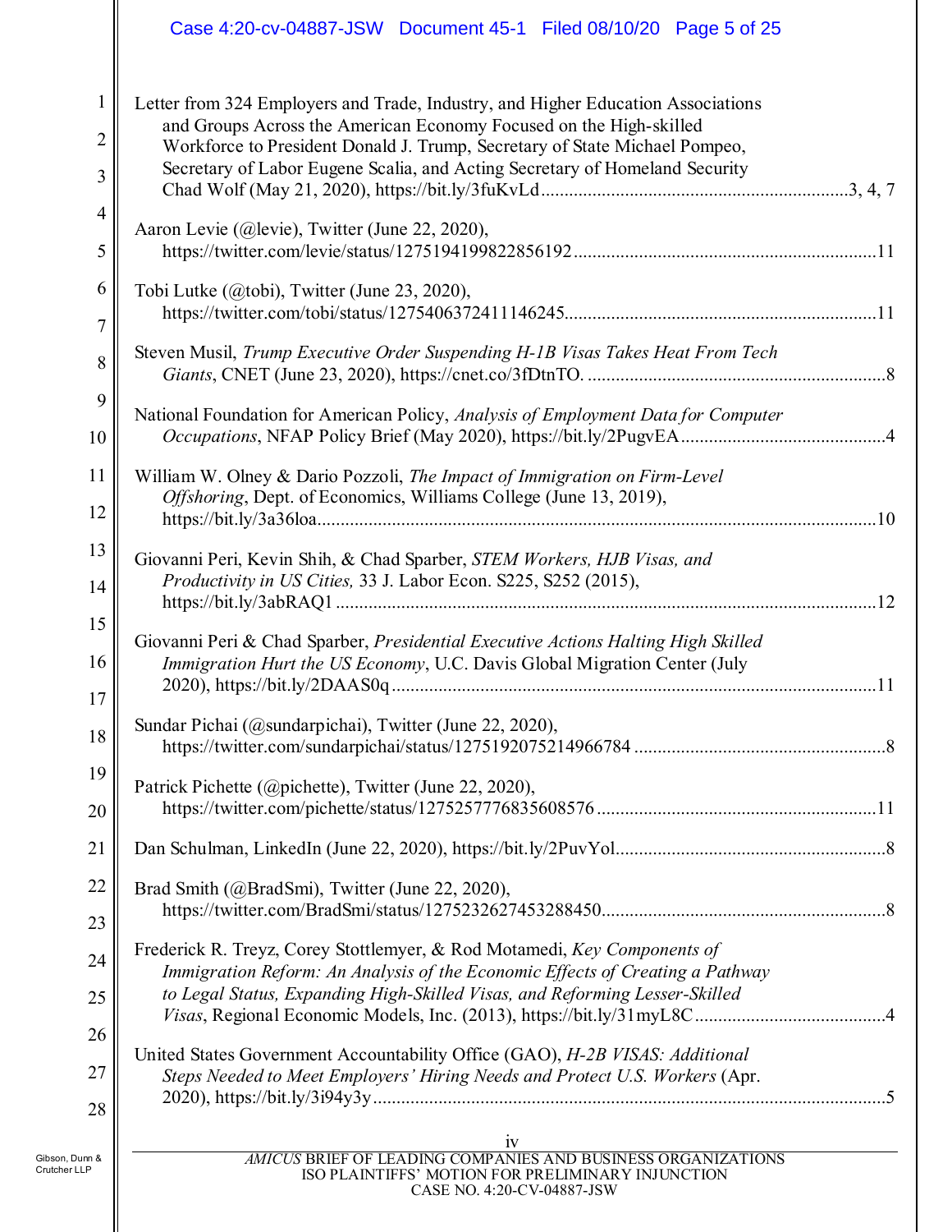Letter from 324 Employers and Trade, Industry, and Higher Education Associations and Groups Across the American Economy Focused on the High-skilled Workforce to President Donald J. Trump, Secretary of State Michael Pompeo, Secretary of Labor Eugene Scalia, and Acting Secretary of Homeland Security Chad Wolf (May 21, 2020), https://bit.ly/3fuKvLd....................3, 4, 7

Aaron Levie (@levie), Twitter (June 22, 2020), https://twitter.com/levie/status/1275194199822856192....................11

Tobi Lutke (@tobi), Twitter (June 23, 2020), https://twitter.com/tobi/status/1275406372411146245....................11

Steven Musil, *Trump Executive Order Suspending H-1B Visas Takes Heat From Tech Giants*, CNET (June 23, 2020), https://cnet.co/3fDtnTO. ....................8

National Foundation for American Policy, *Analysis of Employment Data for Computer Occupations*, NFAP Policy Brief (May 2020), https://bit.ly/2PugvEA....................4

William W. Olney & Dario Pozzoli, *The Impact of Immigration on Firm-Level Offshoring*, Dept. of Economics, Williams College (June 13, 2019), https://bit.ly/3a36loa....................10

Giovanni Peri, Kevin Shih, & Chad Sparber, *STEM Workers, HJB Visas, and Productivity in US Cities,* 33 J. Labor Econ. S225, S252 (2015), https://bit.ly/3abRAQ1 ....................12

Giovanni Peri & Chad Sparber, *Presidential Executive Actions Halting High Skilled Immigration Hurt the US Economy*, U.C. Davis Global Migration Center (July 2020), https://bit.ly/2DAAS0q....................11

Sundar Pichai (@sundarpichai), Twitter (June 22, 2020), https://twitter.com/sundarpichai/status/1275192075214966784 ....................8

Patrick Pichette (@pichette), Twitter (June 22, 2020), https://twitter.com/pichette/status/1275257776835608576....................11

Dan Schulman, LinkedIn (June 22, 2020), https://bit.ly/2PuvYol....................8

Brad Smith (@BradSmi), Twitter (June 22, 2020), https://twitter.com/BradSmi/status/1275232627453288450....................8

Frederick R. Treyz, Corey Stottlemyer, & Rod Motamedi, *Key Components of Immigration Reform: An Analysis of the Economic Effects of Creating a Pathway to Legal Status, Expanding High-Skilled Visas, and Reforming Lesser-Skilled Visas*, Regional Economic Models, Inc. (2013), https://bit.ly/31myL8C....................4

United States Government Accountability Office (GAO), *H-2B VISAS: Additional Steps Needed to Meet Employers' Hiring Needs and Protect U.S. Workers* (Apr. 2020), https://bit.ly/3i94y3y....................5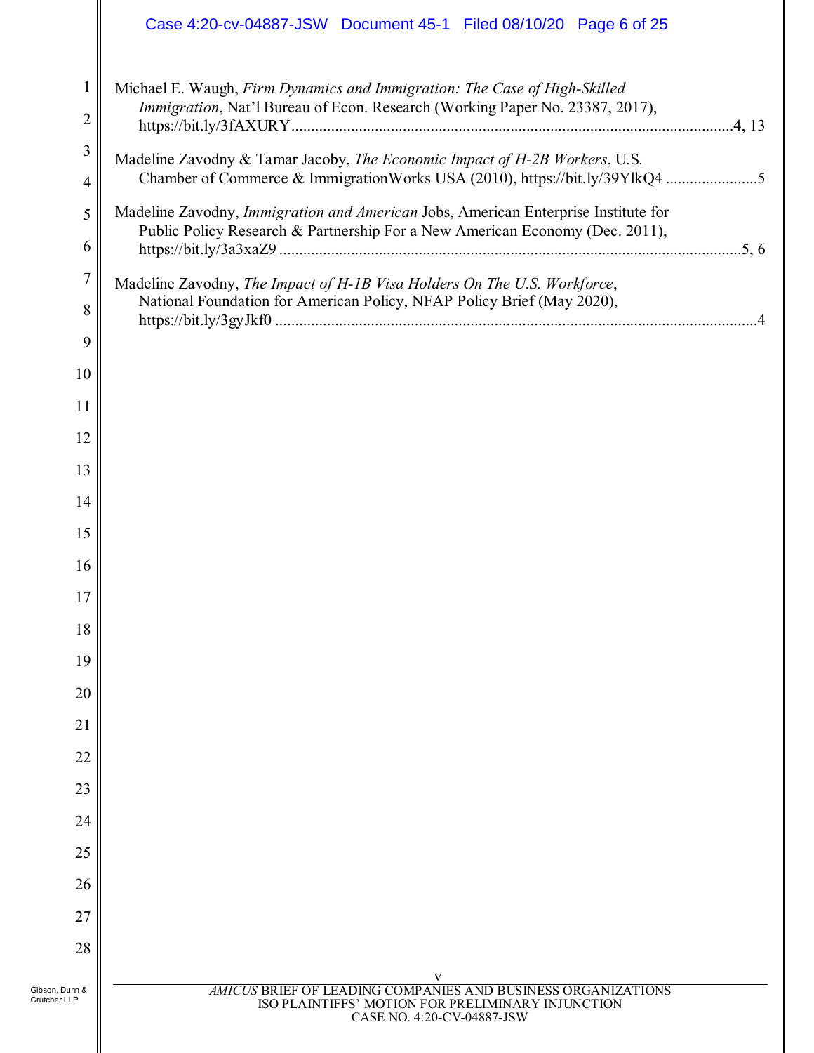Michael E. Waugh, *Firm Dynamics and Immigration: The Case of High-Skilled Immigration*, Nat'l Bureau of Econ. Research (Working Paper No. 23387, 2017), https://bit.ly/3fAXURY ............................................................................................................4, 13

Madeline Zavodny & Tamar Jacoby, *The Economic Impact of H-2B Workers*, U.S. Chamber of Commerce & ImmigrationWorks USA (2010), https://bit.ly/39YlkQ4 .......................5

Madeline Zavodny, *Immigration and American* Jobs, American Enterprise Institute for Public Policy Research & Partnership For a New American Economy (Dec. 2011), https://bit.ly/3a3xaZ9 ..................................................................................................................5, 6

Madeline Zavodny, *The Impact of H-1B Visa Holders On The U.S. Workforce*, National Foundation for American Policy, NFAP Policy Brief (May 2020), https://bit.ly/3gyJkf0 ........................................................................................................................4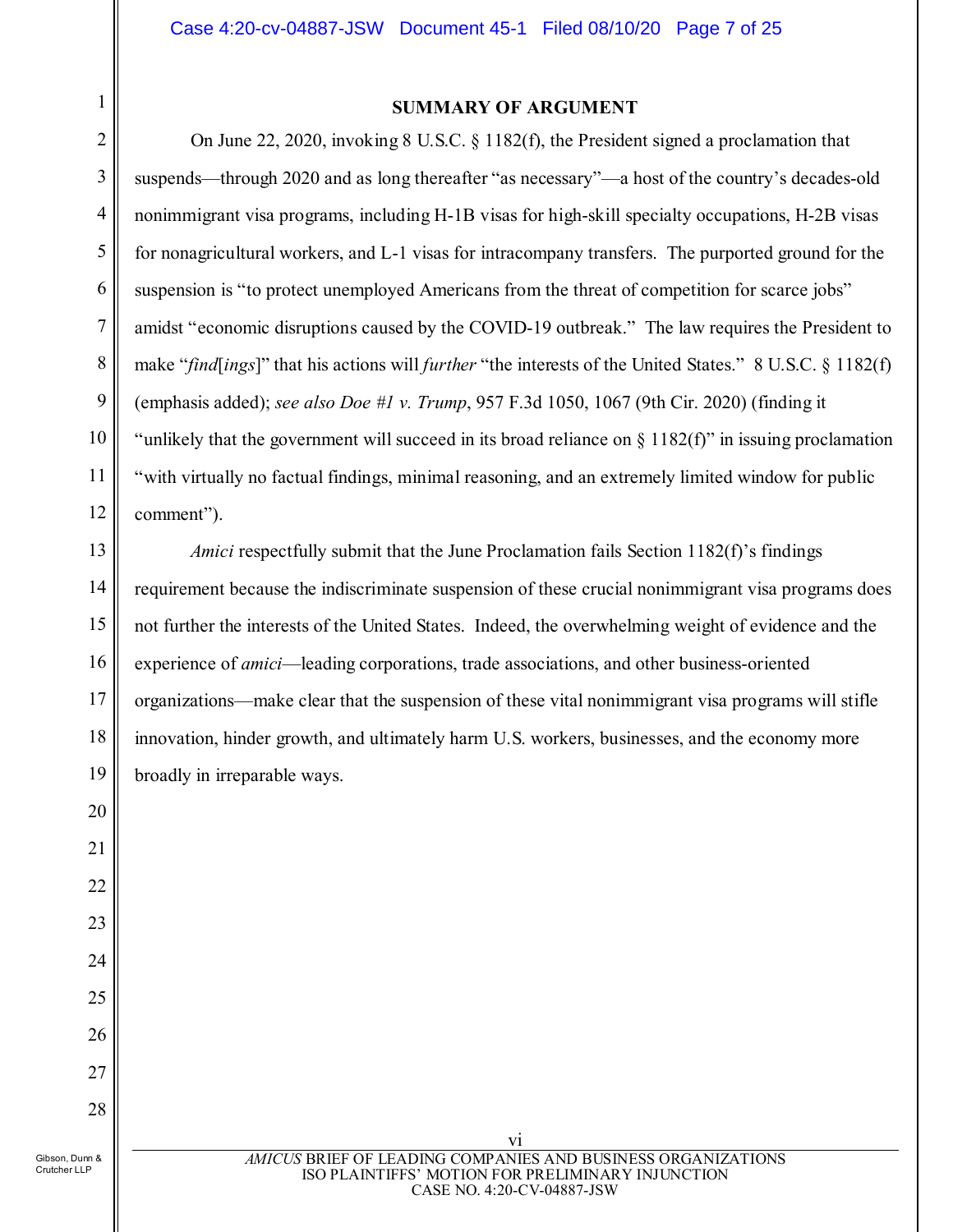## SUMMARY OF ARGUMENT

On June 22, 2020, invoking 8 U.S.C. § 1182(f), the President signed a proclamation that suspends—through 2020 and as long thereafter "as necessary"—a host of the country's decades-old nonimmigrant visa programs, including H-1B visas for high-skill specialty occupations, H-2B visas for nonagricultural workers, and L-1 visas for intracompany transfers. The purported ground for the suspension is "to protect unemployed Americans from the threat of competition for scarce jobs" amidst "economic disruptions caused by the COVID-19 outbreak." The law requires the President to make "*find*[*ings*]" that his actions will *further* "the interests of the United States." 8 U.S.C. § 1182(f) (emphasis added); *see also Doe #1 v. Trump*, 957 F.3d 1050, 1067 (9th Cir. 2020) (finding it "unlikely that the government will succeed in its broad reliance on § 1182(f)" in issuing proclamation "with virtually no factual findings, minimal reasoning, and an extremely limited window for public comment").

*Amici* respectfully submit that the June Proclamation fails Section 1182(f)'s findings requirement because the indiscriminate suspension of these crucial nonimmigrant visa programs does not further the interests of the United States. Indeed, the overwhelming weight of evidence and the experience of *amici*—leading corporations, trade associations, and other business-oriented organizations—make clear that the suspension of these vital nonimmigrant visa programs will stifle innovation, hinder growth, and ultimately harm U.S. workers, businesses, and the economy more broadly in irreparable ways.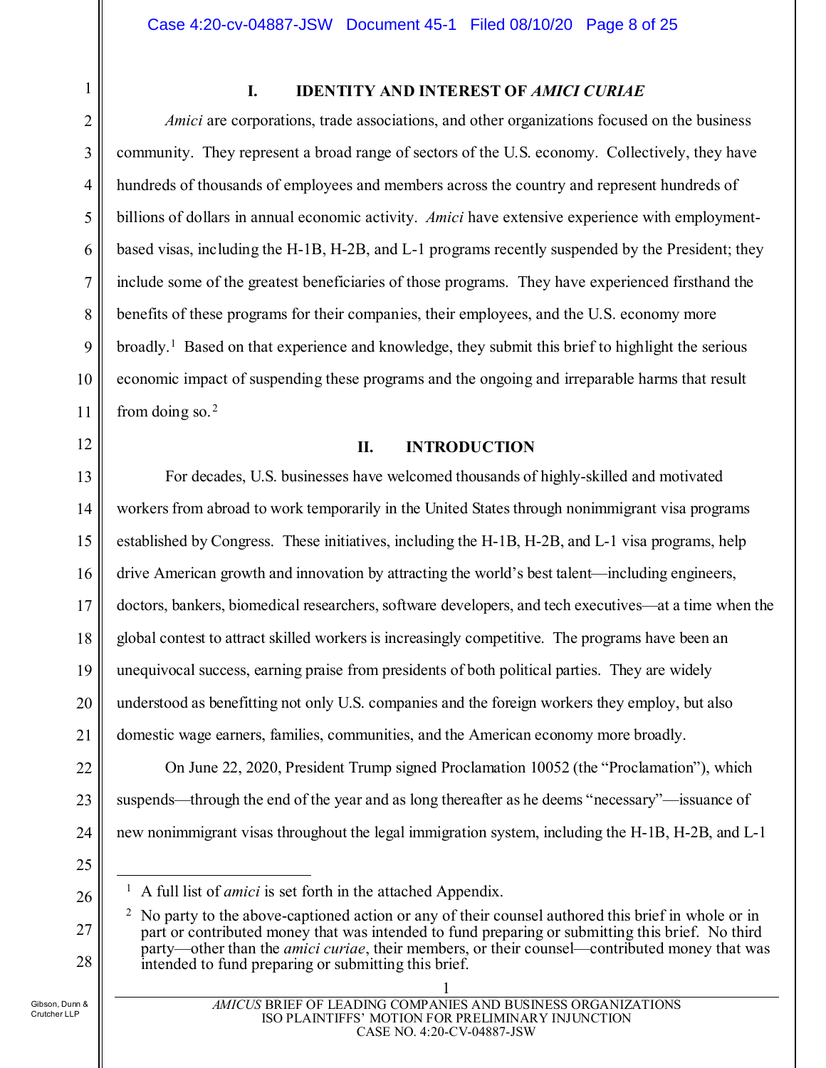## I. IDENTITY AND INTEREST OF *AMICI CURIAE*

*Amici* are corporations, trade associations, and other organizations focused on the business community. They represent a broad range of sectors of the U.S. economy. Collectively, they have hundreds of thousands of employees and members across the country and represent hundreds of billions of dollars in annual economic activity. *Amici* have extensive experience with employment-based visas, including the H-1B, H-2B, and L-1 programs recently suspended by the President; they include some of the greatest beneficiaries of those programs. They have experienced firsthand the benefits of these programs for their companies, their employees, and the U.S. economy more broadly.[1] Based on that experience and knowledge, they submit this brief to highlight the serious economic impact of suspending these programs and the ongoing and irreparable harms that result from doing so.[2]

## II. INTRODUCTION

For decades, U.S. businesses have welcomed thousands of highly-skilled and motivated workers from abroad to work temporarily in the United States through nonimmigrant visa programs established by Congress. These initiatives, including the H-1B, H-2B, and L-1 visa programs, help drive American growth and innovation by attracting the world's best talent—including engineers, doctors, bankers, biomedical researchers, software developers, and tech executives—at a time when the global contest to attract skilled workers is increasingly competitive. The programs have been an unequivocal success, earning praise from presidents of both political parties. They are widely understood as benefitting not only U.S. companies and the foreign workers they employ, but also domestic wage earners, families, communities, and the American economy more broadly.

On June 22, 2020, President Trump signed Proclamation 10052 (the "Proclamation"), which suspends—through the end of the year and as long thereafter as he deems "necessary"—issuance of new nonimmigrant visas throughout the legal immigration system, including the H-1B, H-2B, and L-1

---

[1] A full list of *amici* is set forth in the attached Appendix.

[2] No party to the above-captioned action or any of their counsel authored this brief in whole or in part or contributed money that was intended to fund preparing or submitting this brief. No third party—other than the *amici curiae*, their members, or their counsel—contributed money that was intended to fund preparing or submitting this brief.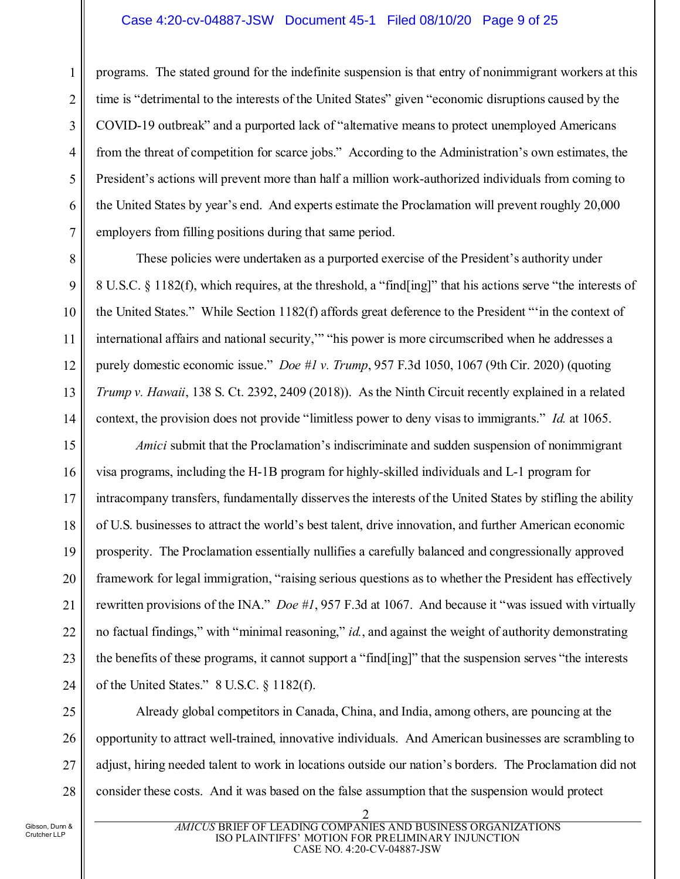programs. The stated ground for the indefinite suspension is that entry of nonimmigrant workers at this time is "detrimental to the interests of the United States" given "economic disruptions caused by the COVID-19 outbreak" and a purported lack of "alternative means to protect unemployed Americans from the threat of competition for scarce jobs." According to the Administration's own estimates, the President's actions will prevent more than half a million work-authorized individuals from coming to the United States by year's end. And experts estimate the Proclamation will prevent roughly 20,000 employers from filling positions during that same period.

These policies were undertaken as a purported exercise of the President's authority under 8 U.S.C. § 1182(f), which requires, at the threshold, a "find[ing]" that his actions serve "the interests of the United States." While Section 1182(f) affords great deference to the President "'in the context of international affairs and national security,'" "his power is more circumscribed when he addresses a purely domestic economic issue." *Doe #1 v. Trump*, 957 F.3d 1050, 1067 (9th Cir. 2020) (quoting *Trump v. Hawaii*, 138 S. Ct. 2392, 2409 (2018)). As the Ninth Circuit recently explained in a related context, the provision does not provide "limitless power to deny visas to immigrants." *Id.* at 1065.

*Amici* submit that the Proclamation's indiscriminate and sudden suspension of nonimmigrant visa programs, including the H-1B program for highly-skilled individuals and L-1 program for intracompany transfers, fundamentally disserves the interests of the United States by stifling the ability of U.S. businesses to attract the world's best talent, drive innovation, and further American economic prosperity. The Proclamation essentially nullifies a carefully balanced and congressionally approved framework for legal immigration, "raising serious questions as to whether the President has effectively rewritten provisions of the INA." *Doe #1*, 957 F.3d at 1067. And because it "was issued with virtually no factual findings," with "minimal reasoning," *id.*, and against the weight of authority demonstrating the benefits of these programs, it cannot support a "find[ing]" that the suspension serves "the interests of the United States." 8 U.S.C. § 1182(f).

Already global competitors in Canada, China, and India, among others, are pouncing at the opportunity to attract well-trained, innovative individuals. And American businesses are scrambling to adjust, hiring needed talent to work in locations outside our nation's borders. The Proclamation did not consider these costs. And it was based on the false assumption that the suspension would protect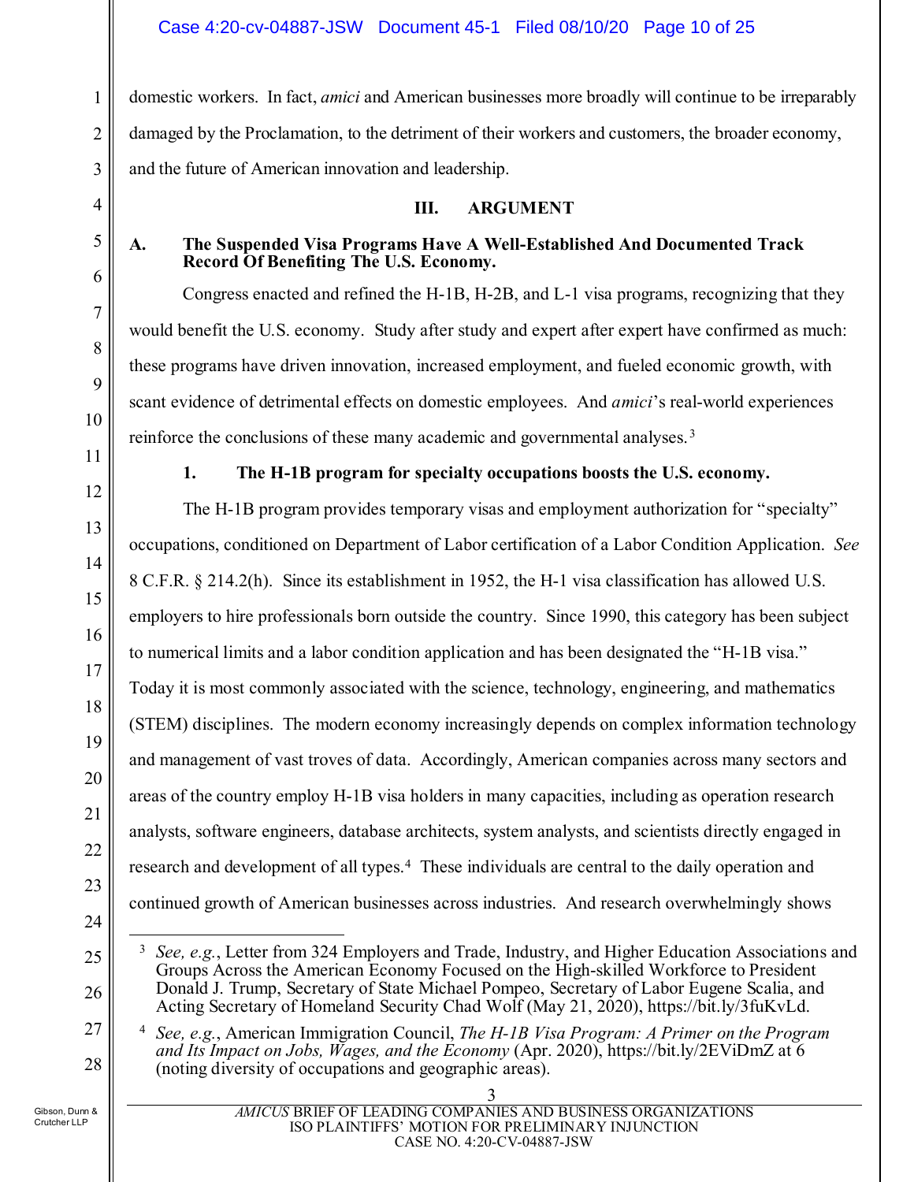domestic workers. In fact, *amici* and American businesses more broadly will continue to be irreparably damaged by the Proclamation, to the detriment of their workers and customers, the broader economy, and the future of American innovation and leadership.

## III. ARGUMENT

### A. The Suspended Visa Programs Have A Well-Established And Documented Track Record Of Benefiting The U.S. Economy.

Congress enacted and refined the H-1B, H-2B, and L-1 visa programs, recognizing that they would benefit the U.S. economy. Study after study and expert after expert have confirmed as much: these programs have driven innovation, increased employment, and fueled economic growth, with scant evidence of detrimental effects on domestic employees. And *amici*'s real-world experiences reinforce the conclusions of these many academic and governmental analyses.[3]

#### 1. The H-1B program for specialty occupations boosts the U.S. economy.

The H-1B program provides temporary visas and employment authorization for "specialty" occupations, conditioned on Department of Labor certification of a Labor Condition Application. *See* 8 C.F.R. § 214.2(h). Since its establishment in 1952, the H-1 visa classification has allowed U.S. employers to hire professionals born outside the country. Since 1990, this category has been subject to numerical limits and a labor condition application and has been designated the "H-1B visa." Today it is most commonly associated with the science, technology, engineering, and mathematics (STEM) disciplines. The modern economy increasingly depends on complex information technology and management of vast troves of data. Accordingly, American companies across many sectors and areas of the country employ H-1B visa holders in many capacities, including as operation research analysts, software engineers, database architects, system analysts, and scientists directly engaged in research and development of all types.[4] These individuals are central to the daily operation and continued growth of American businesses across industries. And research overwhelmingly shows

---

[3] *See, e.g.*, Letter from 324 Employers and Trade, Industry, and Higher Education Associations and Groups Across the American Economy Focused on the High-skilled Workforce to President Donald J. Trump, Secretary of State Michael Pompeo, Secretary of Labor Eugene Scalia, and Acting Secretary of Homeland Security Chad Wolf (May 21, 2020), https://bit.ly/3fuKvLd.

[4] *See, e.g.*, American Immigration Council, *The H-1B Visa Program: A Primer on the Program and Its Impact on Jobs, Wages, and the Economy* (Apr. 2020), https://bit.ly/2EViDmZ at 6 (noting diversity of occupations and geographic areas).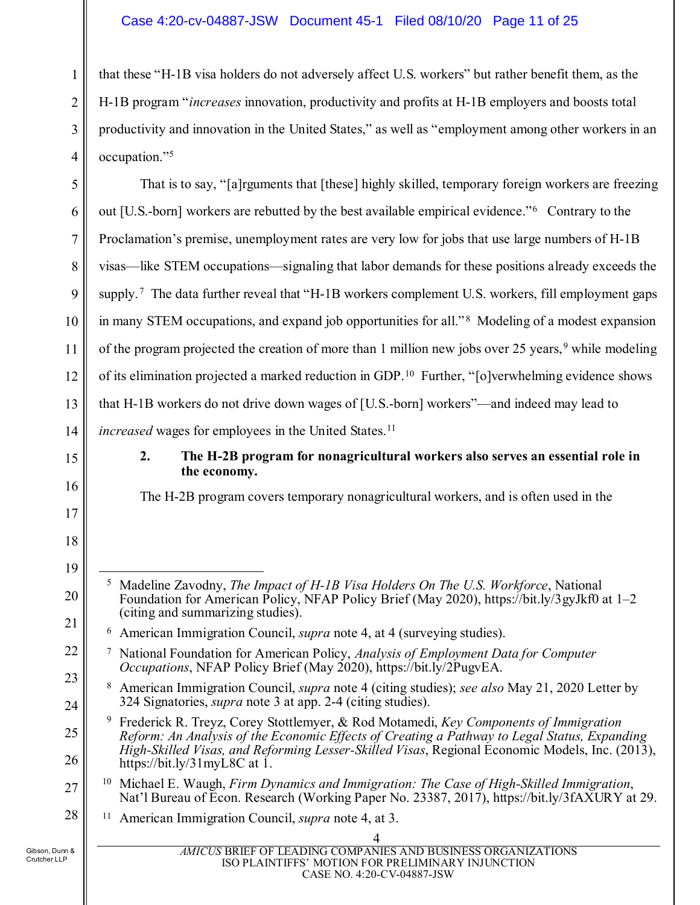that these "H-1B visa holders do not adversely affect U.S. workers" but rather benefit them, as the H-1B program "*increases* innovation, productivity and profits at H-1B employers and boosts total productivity and innovation in the United States," as well as "employment among other workers in an occupation."[5]

That is to say, "[a]rguments that [these] highly skilled, temporary foreign workers are freezing out [U.S.-born] workers are rebutted by the best available empirical evidence."[6] Contrary to the Proclamation's premise, unemployment rates are very low for jobs that use large numbers of H-1B visas—like STEM occupations—signaling that labor demands for these positions already exceeds the supply.[7] The data further reveal that "H-1B workers complement U.S. workers, fill employment gaps in many STEM occupations, and expand job opportunities for all."[8] Modeling of a modest expansion of the program projected the creation of more than 1 million new jobs over 25 years,[9] while modeling of its elimination projected a marked reduction in GDP.[10] Further, "[o]verwhelming evidence shows that H-1B workers do not drive down wages of [U.S.-born] workers"—and indeed may lead to *increased* wages for employees in the United States.[11]

**2. The H-2B program for nonagricultural workers also serves an essential role in the economy.**

The H-2B program covers temporary nonagricultural workers, and is often used in the

---

[5] Madeline Zavodny, *The Impact of H-1B Visa Holders On The U.S. Workforce*, National Foundation for American Policy, NFAP Policy Brief (May 2020), https://bit.ly/3gyJkf0 at 1–2 (citing and summarizing studies).

[6] American Immigration Council, *supra* note 4, at 4 (surveying studies).

[7] National Foundation for American Policy, *Analysis of Employment Data for Computer Occupations*, NFAP Policy Brief (May 2020), https://bit.ly/2PugvEA.

[8] American Immigration Council, *supra* note 4 (citing studies); *see also* May 21, 2020 Letter by 324 Signatories, *supra* note 3 at app. 2-4 (citing studies).

[9] Frederick R. Treyz, Corey Stottlemyer, & Rod Motamedi, *Key Components of Immigration Reform: An Analysis of the Economic Effects of Creating a Pathway to Legal Status, Expanding High-Skilled Visas, and Reforming Lesser-Skilled Visas*, Regional Economic Models, Inc. (2013), https://bit.ly/31myL8C at 1.

[10] Michael E. Waugh, *Firm Dynamics and Immigration: The Case of High-Skilled Immigration*, Nat'l Bureau of Econ. Research (Working Paper No. 23387, 2017), https://bit.ly/3fAXURY at 29.

[11] American Immigration Council, *supra* note 4, at 3.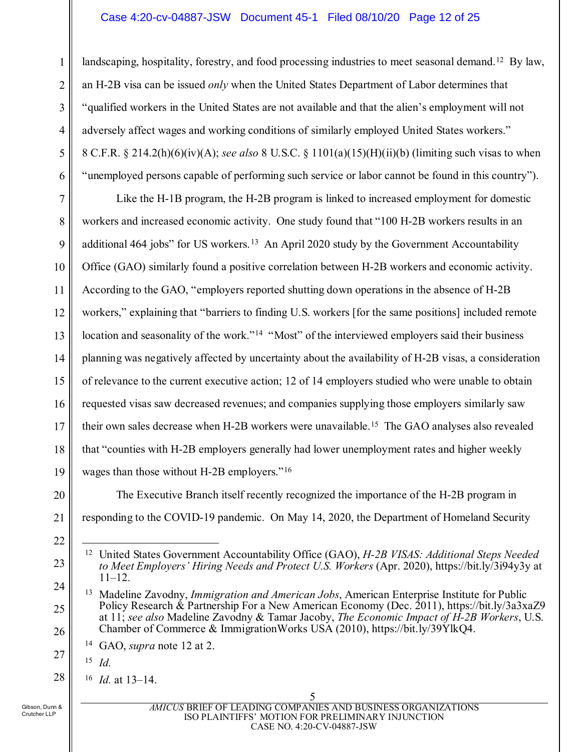landscaping, hospitality, forestry, and food processing industries to meet seasonal demand.[12] By law, an H-2B visa can be issued *only* when the United States Department of Labor determines that "qualified workers in the United States are not available and that the alien's employment will not adversely affect wages and working conditions of similarly employed United States workers." 8 C.F.R. § 214.2(h)(6)(iv)(A); *see also* 8 U.S.C. § 1101(a)(15)(H)(ii)(b) (limiting such visas to when "unemployed persons capable of performing such service or labor cannot be found in this country").

Like the H-1B program, the H-2B program is linked to increased employment for domestic workers and increased economic activity. One study found that "100 H-2B workers results in an additional 464 jobs" for US workers.[13] An April 2020 study by the Government Accountability Office (GAO) similarly found a positive correlation between H-2B workers and economic activity. According to the GAO, "employers reported shutting down operations in the absence of H-2B workers," explaining that "barriers to finding U.S. workers [for the same positions] included remote location and seasonality of the work."[14] "Most" of the interviewed employers said their business planning was negatively affected by uncertainty about the availability of H-2B visas, a consideration of relevance to the current executive action; 12 of 14 employers studied who were unable to obtain requested visas saw decreased revenues; and companies supplying those employers similarly saw their own sales decrease when H-2B workers were unavailable.[15] The GAO analyses also revealed that "counties with H-2B employers generally had lower unemployment rates and higher weekly wages than those without H-2B employers."[16]

The Executive Branch itself recently recognized the importance of the H-2B program in responding to the COVID-19 pandemic. On May 14, 2020, the Department of Homeland Security

---

[12] United States Government Accountability Office (GAO), *H-2B VISAS: Additional Steps Needed to Meet Employers' Hiring Needs and Protect U.S. Workers* (Apr. 2020), https://bit.ly/3i94y3y at 11–12.

[13] Madeline Zavodny, *Immigration and American Jobs*, American Enterprise Institute for Public Policy Research & Partnership For a New American Economy (Dec. 2011), https://bit.ly/3a3xaZ9 at 11; *see also* Madeline Zavodny & Tamar Jacoby, *The Economic Impact of H-2B Workers*, U.S. Chamber of Commerce & ImmigrationWorks USA (2010), https://bit.ly/39YlkQ4.

[14] GAO, *supra* note 12 at 2.

[15] *Id.*

[16] *Id.* at 13–14.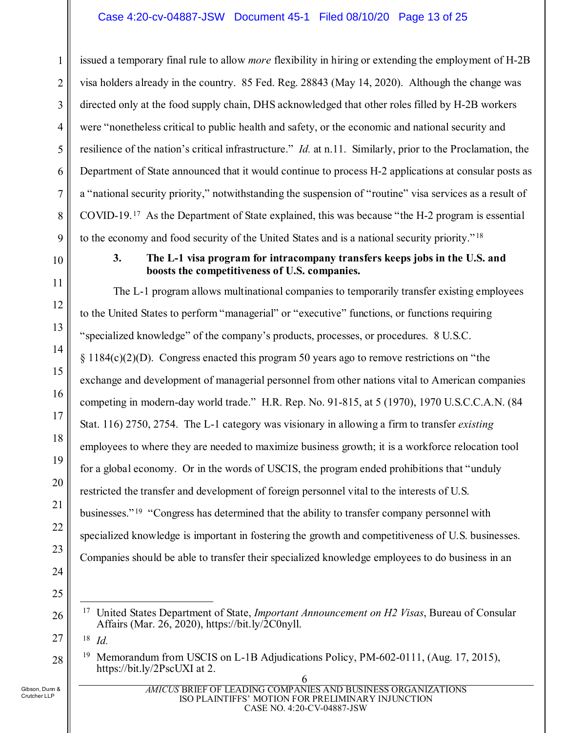issued a temporary final rule to allow *more* flexibility in hiring or extending the employment of H-2B visa holders already in the country. 85 Fed. Reg. 28843 (May 14, 2020). Although the change was directed only at the food supply chain, DHS acknowledged that other roles filled by H-2B workers were "nonetheless critical to public health and safety, or the economic and national security and resilience of the nation's critical infrastructure." *Id.* at n.11. Similarly, prior to the Proclamation, the Department of State announced that it would continue to process H-2 applications at consular posts as a "national security priority," notwithstanding the suspension of "routine" visa services as a result of COVID-19.[17] As the Department of State explained, this was because "the H-2 program is essential to the economy and food security of the United States and is a national security priority."[18]

### 3. The L-1 visa program for intracompany transfers keeps jobs in the U.S. and boosts the competitiveness of U.S. companies.

The L-1 program allows multinational companies to temporarily transfer existing employees to the United States to perform "managerial" or "executive" functions, or functions requiring "specialized knowledge" of the company's products, processes, or procedures. 8 U.S.C. § 1184(c)(2)(D). Congress enacted this program 50 years ago to remove restrictions on "the exchange and development of managerial personnel from other nations vital to American companies competing in modern-day world trade." H.R. Rep. No. 91-815, at 5 (1970), 1970 U.S.C.C.A.N. (84 Stat. 116) 2750, 2754. The L-1 category was visionary in allowing a firm to transfer *existing* employees to where they are needed to maximize business growth; it is a workforce relocation tool for a global economy. Or in the words of USCIS, the program ended prohibitions that "unduly restricted the transfer and development of foreign personnel vital to the interests of U.S. businesses."[19] "Congress has determined that the ability to transfer company personnel with specialized knowledge is important in fostering the growth and competitiveness of U.S. businesses. Companies should be able to transfer their specialized knowledge employees to do business in an

---

[17] United States Department of State, *Important Announcement on H2 Visas*, Bureau of Consular Affairs (Mar. 26, 2020), https://bit.ly/2C0nyll.

[18] *Id.*

[19] Memorandum from USCIS on L-1B Adjudications Policy, PM-602-0111, (Aug. 17, 2015), https://bit.ly/2PscUXI at 2.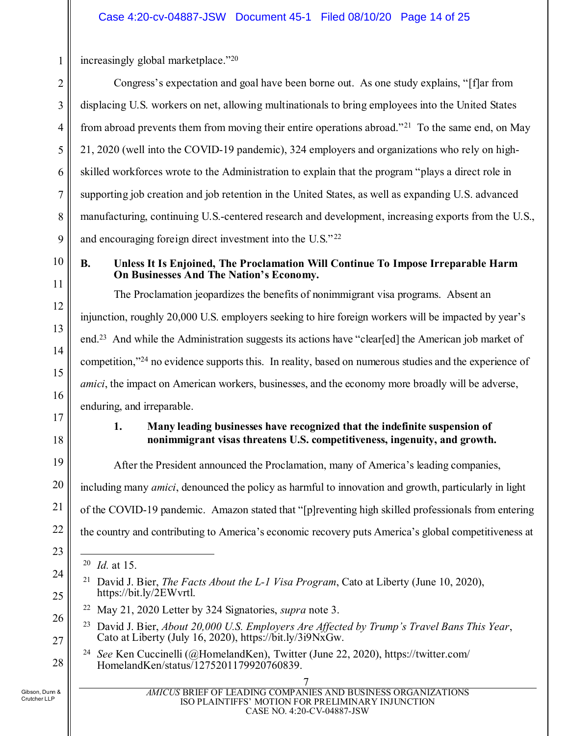increasingly global marketplace."[20]

Congress's expectation and goal have been borne out. As one study explains, "[f]ar from displacing U.S. workers on net, allowing multinationals to bring employees into the United States from abroad prevents them from moving their entire operations abroad."[21] To the same end, on May 21, 2020 (well into the COVID-19 pandemic), 324 employers and organizations who rely on high-skilled workforces wrote to the Administration to explain that the program "plays a direct role in supporting job creation and job retention in the United States, as well as expanding U.S. advanced manufacturing, continuing U.S.-centered research and development, increasing exports from the U.S., and encouraging foreign direct investment into the U.S."[22]

### B. Unless It Is Enjoined, The Proclamation Will Continue To Impose Irreparable Harm On Businesses And The Nation's Economy.

The Proclamation jeopardizes the benefits of nonimmigrant visa programs. Absent an injunction, roughly 20,000 U.S. employers seeking to hire foreign workers will be impacted by year's end.[23] And while the Administration suggests its actions have "clear[ed] the American job market of competition,"[24] no evidence supports this. In reality, based on numerous studies and the experience of *amici*, the impact on American workers, businesses, and the economy more broadly will be adverse, enduring, and irreparable.

#### 1. Many leading businesses have recognized that the indefinite suspension of nonimmigrant visas threatens U.S. competitiveness, ingenuity, and growth.

After the President announced the Proclamation, many of America's leading companies, including many *amici*, denounced the policy as harmful to innovation and growth, particularly in light of the COVID-19 pandemic. Amazon stated that "[p]reventing high skilled professionals from entering the country and contributing to America's economic recovery puts America's global competitiveness at

---

[20] *Id.* at 15.

[21] David J. Bier, *The Facts About the L-1 Visa Program*, Cato at Liberty (June 10, 2020), https://bit.ly/2EWvrtl.

[22] May 21, 2020 Letter by 324 Signatories, *supra* note 3.

[23] David J. Bier, *About 20,000 U.S. Employers Are Affected by Trump's Travel Bans This Year*, Cato at Liberty (July 16, 2020), https://bit.ly/3i9NxGw.

[24] *See* Ken Cuccinelli (@HomelandKen), Twitter (June 22, 2020), https://twitter.com/HomelandKen/status/1275201179920760839.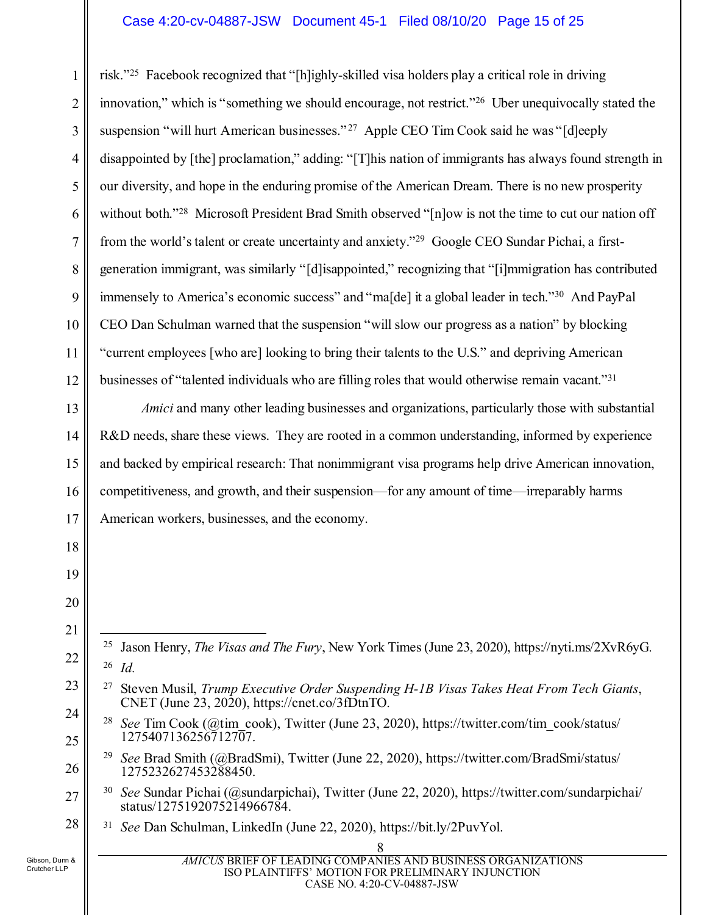risk."[25] Facebook recognized that "[h]ighly-skilled visa holders play a critical role in driving innovation," which is "something we should encourage, not restrict."[26] Uber unequivocally stated the suspension "will hurt American businesses."[27] Apple CEO Tim Cook said he was "[d]eeply disappointed by [the] proclamation," adding: "[T]his nation of immigrants has always found strength in our diversity, and hope in the enduring promise of the American Dream. There is no new prosperity without both."[28] Microsoft President Brad Smith observed "[n]ow is not the time to cut our nation off from the world's talent or create uncertainty and anxiety."[29] Google CEO Sundar Pichai, a first-generation immigrant, was similarly "[d]isappointed," recognizing that "[i]mmigration has contributed immensely to America's economic success" and "ma[de] it a global leader in tech."[30] And PayPal CEO Dan Schulman warned that the suspension "will slow our progress as a nation" by blocking "current employees [who are] looking to bring their talents to the U.S." and depriving American businesses of "talented individuals who are filling roles that would otherwise remain vacant."[31]

*Amici* and many other leading businesses and organizations, particularly those with substantial R&D needs, share these views. They are rooted in a common understanding, informed by experience and backed by empirical research: That nonimmigrant visa programs help drive American innovation, competitiveness, and growth, and their suspension—for any amount of time—irreparably harms American workers, businesses, and the economy.

---

[25] Jason Henry, *The Visas and The Fury*, New York Times (June 23, 2020), https://nyti.ms/2XvR6yG.

[26] *Id.*

[27] Steven Musil, *Trump Executive Order Suspending H-1B Visas Takes Heat From Tech Giants*, CNET (June 23, 2020), https://cnet.co/3fDtnTO.

[28] *See* Tim Cook (@tim_cook), Twitter (June 23, 2020), https://twitter.com/tim_cook/status/1275407136256712707.

[29] *See* Brad Smith (@BradSmi), Twitter (June 22, 2020), https://twitter.com/BradSmi/status/1275232627453288450.

[30] *See* Sundar Pichai (@sundarpichai), Twitter (June 22, 2020), https://twitter.com/sundarpichai/status/1275192075214966784.

[31] *See* Dan Schulman, LinkedIn (June 22, 2020), https://bit.ly/2PuvYol.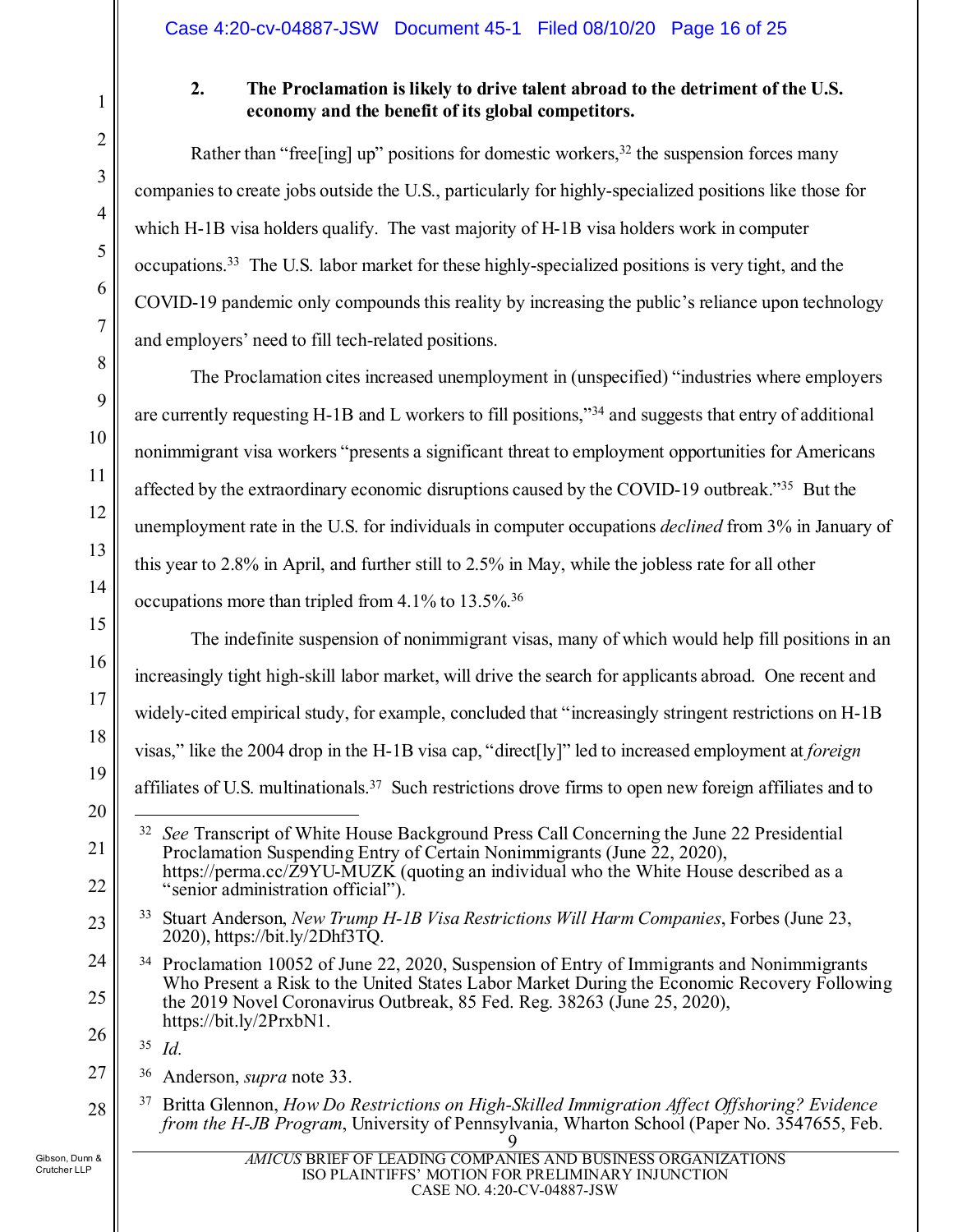### 2. The Proclamation is likely to drive talent abroad to the detriment of the U.S. economy and the benefit of its global competitors.

Rather than "free[ing] up" positions for domestic workers,[32] the suspension forces many companies to create jobs outside the U.S., particularly for highly-specialized positions like those for which H-1B visa holders qualify. The vast majority of H-1B visa holders work in computer occupations.[33] The U.S. labor market for these highly-specialized positions is very tight, and the COVID-19 pandemic only compounds this reality by increasing the public's reliance upon technology and employers' need to fill tech-related positions.

The Proclamation cites increased unemployment in (unspecified) "industries where employers are currently requesting H-1B and L workers to fill positions,"[34] and suggests that entry of additional nonimmigrant visa workers "presents a significant threat to employment opportunities for Americans affected by the extraordinary economic disruptions caused by the COVID-19 outbreak."[35] But the unemployment rate in the U.S. for individuals in computer occupations *declined* from 3% in January of this year to 2.8% in April, and further still to 2.5% in May, while the jobless rate for all other occupations more than tripled from 4.1% to 13.5%.[36]

The indefinite suspension of nonimmigrant visas, many of which would help fill positions in an increasingly tight high-skill labor market, will drive the search for applicants abroad. One recent and widely-cited empirical study, for example, concluded that "increasingly stringent restrictions on H-1B visas," like the 2004 drop in the H-1B visa cap, "direct[ly]" led to increased employment at *foreign* affiliates of U.S. multinationals.[37] Such restrictions drove firms to open new foreign affiliates and to

---

[32] *See* Transcript of White House Background Press Call Concerning the June 22 Presidential Proclamation Suspending Entry of Certain Nonimmigrants (June 22, 2020), https://perma.cc/Z9YU-MUZK (quoting an individual who the White House described as a "senior administration official").

[33] Stuart Anderson, *New Trump H-1B Visa Restrictions Will Harm Companies*, Forbes (June 23, 2020), https://bit.ly/2Dhf3TQ.

[34] Proclamation 10052 of June 22, 2020, Suspension of Entry of Immigrants and Nonimmigrants Who Present a Risk to the United States Labor Market During the Economic Recovery Following the 2019 Novel Coronavirus Outbreak, 85 Fed. Reg. 38263 (June 25, 2020), https://bit.ly/2PrxbN1.

[35] *Id.*

[36] Anderson, *supra* note 33.

[37] Britta Glennon, *How Do Restrictions on High-Skilled Immigration Affect Offshoring? Evidence from the H-JB Program*, University of Pennsylvania, Wharton School (Paper No. 3547655, Feb.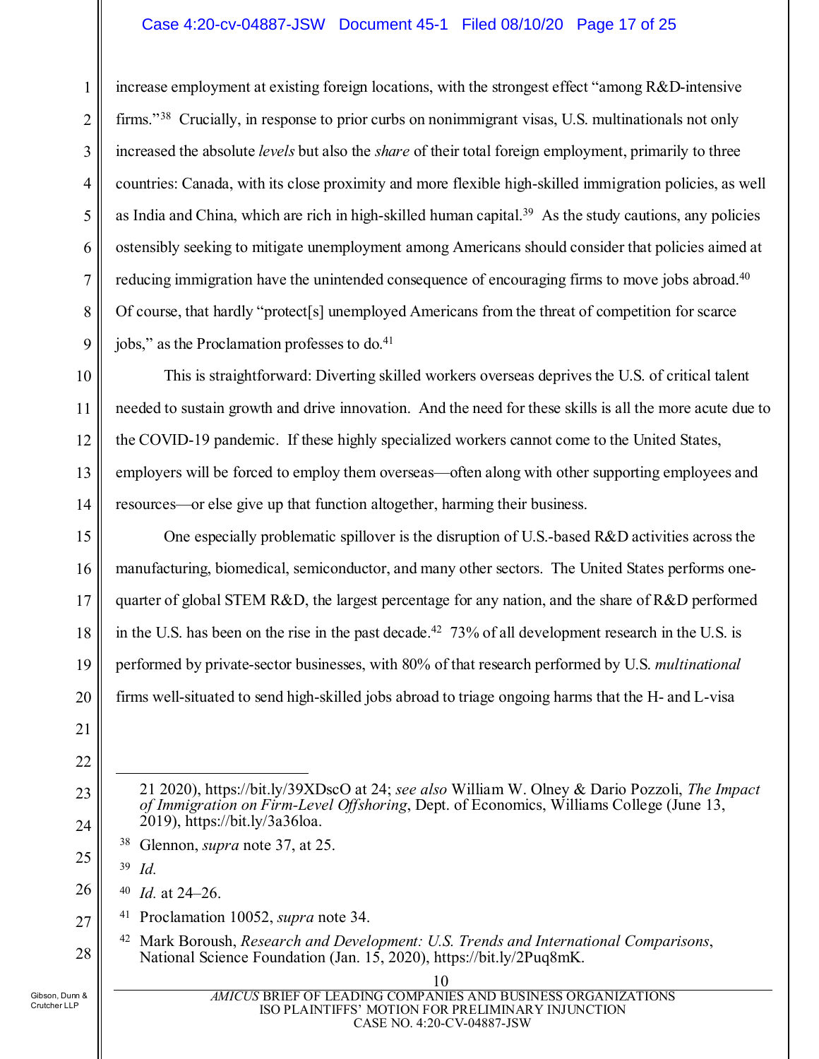increase employment at existing foreign locations, with the strongest effect "among R&D-intensive firms."[38] Crucially, in response to prior curbs on nonimmigrant visas, U.S. multinationals not only increased the absolute *levels* but also the *share* of their total foreign employment, primarily to three countries: Canada, with its close proximity and more flexible high-skilled immigration policies, as well as India and China, which are rich in high-skilled human capital.[39] As the study cautions, any policies ostensibly seeking to mitigate unemployment among Americans should consider that policies aimed at reducing immigration have the unintended consequence of encouraging firms to move jobs abroad.[40] Of course, that hardly "protect[s] unemployed Americans from the threat of competition for scarce jobs," as the Proclamation professes to do.[41]

This is straightforward: Diverting skilled workers overseas deprives the U.S. of critical talent needed to sustain growth and drive innovation. And the need for these skills is all the more acute due to the COVID-19 pandemic. If these highly specialized workers cannot come to the United States, employers will be forced to employ them overseas—often along with other supporting employees and resources—or else give up that function altogether, harming their business.

One especially problematic spillover is the disruption of U.S.-based R&D activities across the manufacturing, biomedical, semiconductor, and many other sectors. The United States performs one-quarter of global STEM R&D, the largest percentage for any nation, and the share of R&D performed in the U.S. has been on the rise in the past decade.[42] 73% of all development research in the U.S. is performed by private-sector businesses, with 80% of that research performed by U.S. *multinational* firms well-situated to send high-skilled jobs abroad to triage ongoing harms that the H- and L-visa

---

21 2020), https://bit.ly/39XDscO at 24; *see also* William W. Olney & Dario Pozzoli, *The Impact of Immigration on Firm-Level Offshoring*, Dept. of Economics, Williams College (June 13, 2019), https://bit.ly/3a36loa.

[38] Glennon, *supra* note 37, at 25.

[39] *Id.*

[40] *Id.* at 24–26.

[41] Proclamation 10052, *supra* note 34.

[42] Mark Boroush, *Research and Development: U.S. Trends and International Comparisons*, National Science Foundation (Jan. 15, 2020), https://bit.ly/2Puq8mK.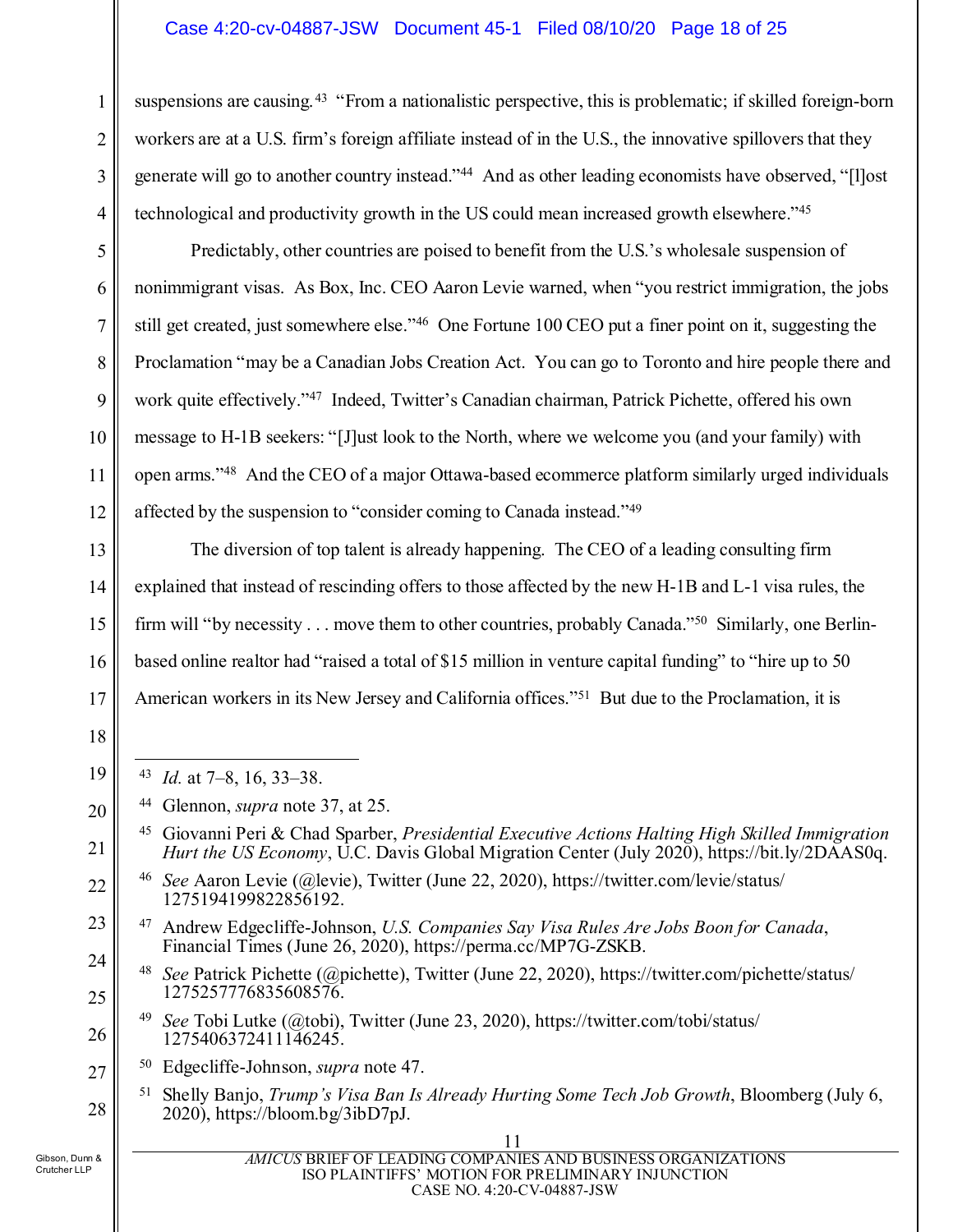suspensions are causing.[43] "From a nationalistic perspective, this is problematic; if skilled foreign-born workers are at a U.S. firm's foreign affiliate instead of in the U.S., the innovative spillovers that they generate will go to another country instead."[44] And as other leading economists have observed, "[l]ost technological and productivity growth in the US could mean increased growth elsewhere."[45]

Predictably, other countries are poised to benefit from the U.S.'s wholesale suspension of nonimmigrant visas. As Box, Inc. CEO Aaron Levie warned, when "you restrict immigration, the jobs still get created, just somewhere else."[46] One Fortune 100 CEO put a finer point on it, suggesting the Proclamation "may be a Canadian Jobs Creation Act. You can go to Toronto and hire people there and work quite effectively."[47] Indeed, Twitter's Canadian chairman, Patrick Pichette, offered his own message to H-1B seekers: "[J]ust look to the North, where we welcome you (and your family) with open arms."[48] And the CEO of a major Ottawa-based ecommerce platform similarly urged individuals affected by the suspension to "consider coming to Canada instead."[49]

The diversion of top talent is already happening. The CEO of a leading consulting firm explained that instead of rescinding offers to those affected by the new H-1B and L-1 visa rules, the firm will "by necessity . . . move them to other countries, probably Canada."[50] Similarly, one Berlin-based online realtor had "raised a total of $15 million in venture capital funding" to "hire up to 50 American workers in its New Jersey and California offices."[51] But due to the Proclamation, it is

---

[43] *Id.* at 7–8, 16, 33–38.

[44] Glennon, *supra* note 37, at 25.

[45] Giovanni Peri & Chad Sparber, *Presidential Executive Actions Halting High Skilled Immigration Hurt the US Economy*, U.C. Davis Global Migration Center (July 2020), https://bit.ly/2DAAS0q.

[46] *See* Aaron Levie (@levie), Twitter (June 22, 2020), https://twitter.com/levie/status/1275194199822856192.

[47] Andrew Edgecliffe-Johnson, *U.S. Companies Say Visa Rules Are Jobs Boon for Canada*, Financial Times (June 26, 2020), https://perma.cc/MP7G-ZSKB.

[48] *See* Patrick Pichette (@pichette), Twitter (June 22, 2020), https://twitter.com/pichette/status/1275257776835608576.

[49] *See* Tobi Lutke (@tobi), Twitter (June 23, 2020), https://twitter.com/tobi/status/1275406372411146245.

[50] Edgecliffe-Johnson, *supra* note 47.

[51] Shelly Banjo, *Trump's Visa Ban Is Already Hurting Some Tech Job Growth*, Bloomberg (July 6, 2020), https://bloom.bg/3ibD7pJ.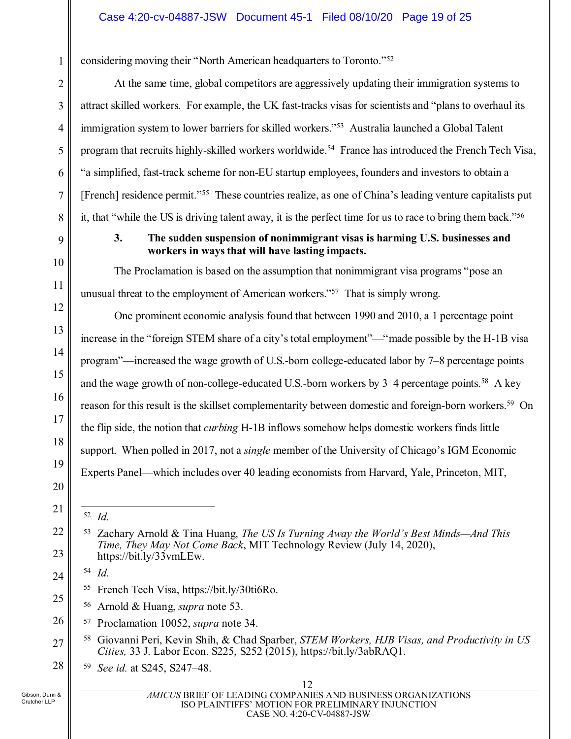considering moving their "North American headquarters to Toronto."[52]

At the same time, global competitors are aggressively updating their immigration systems to attract skilled workers. For example, the UK fast-tracks visas for scientists and "plans to overhaul its immigration system to lower barriers for skilled workers."[53] Australia launched a Global Talent program that recruits highly-skilled workers worldwide.[54] France has introduced the French Tech Visa, "a simplified, fast-track scheme for non-EU startup employees, founders and investors to obtain a [French] residence permit."[55] These countries realize, as one of China's leading venture capitalists put it, that "while the US is driving talent away, it is the perfect time for us to race to bring them back."[56]

### 3. The sudden suspension of nonimmigrant visas is harming U.S. businesses and workers in ways that will have lasting impacts.

The Proclamation is based on the assumption that nonimmigrant visa programs "pose an unusual threat to the employment of American workers."[57] That is simply wrong.

One prominent economic analysis found that between 1990 and 2010, a 1 percentage point increase in the "foreign STEM share of a city's total employment"—"made possible by the H-1B visa program"—increased the wage growth of U.S.-born college-educated labor by 7–8 percentage points and the wage growth of non-college-educated U.S.-born workers by 3–4 percentage points.[58] A key reason for this result is the skillset complementarity between domestic and foreign-born workers.[59] On the flip side, the notion that *curbing* H-1B inflows somehow helps domestic workers finds little support. When polled in 2017, not a *single* member of the University of Chicago's IGM Economic Experts Panel—which includes over 40 leading economists from Harvard, Yale, Princeton, MIT,

---

[52] *Id.*

[53] Zachary Arnold & Tina Huang, *The US Is Turning Away the World's Best Minds—And This Time, They May Not Come Back*, MIT Technology Review (July 14, 2020), https://bit.ly/33vmLEw.

[54] *Id.*

[55] French Tech Visa, https://bit.ly/30ti6Ro.

[56] Arnold & Huang, *supra* note 53.

[57] Proclamation 10052, *supra* note 34.

[58] Giovanni Peri, Kevin Shih, & Chad Sparber, *STEM Workers, HJB Visas, and Productivity in US Cities,* 33 J. Labor Econ. S225, S252 (2015), https://bit.ly/3abRAQ1.

[59] *See id.* at S245, S247–48.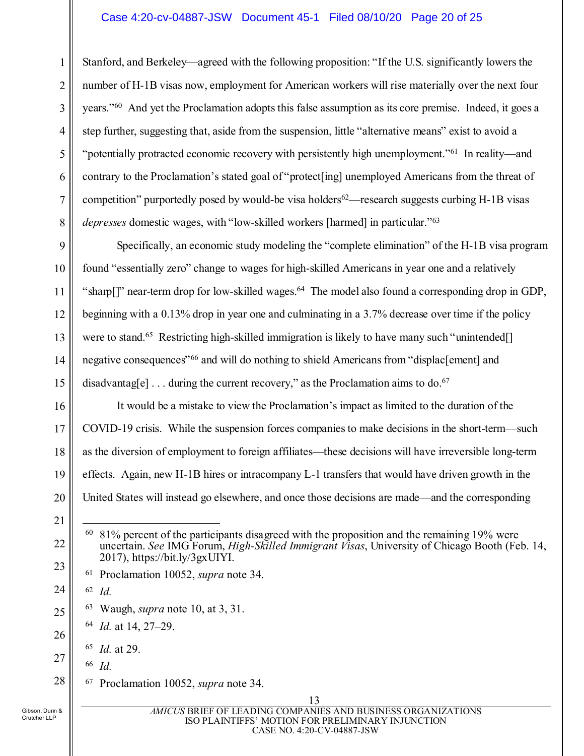Stanford, and Berkeley—agreed with the following proposition: "If the U.S. significantly lowers the number of H-1B visas now, employment for American workers will rise materially over the next four years."[60] And yet the Proclamation adopts this false assumption as its core premise. Indeed, it goes a step further, suggesting that, aside from the suspension, little "alternative means" exist to avoid a "potentially protracted economic recovery with persistently high unemployment."[61] In reality—and contrary to the Proclamation's stated goal of "protect[ing] unemployed Americans from the threat of competition" purportedly posed by would-be visa holders[62]—research suggests curbing H-1B visas *depresses* domestic wages, with "low-skilled workers [harmed] in particular."[63]

Specifically, an economic study modeling the "complete elimination" of the H-1B visa program found "essentially zero" change to wages for high-skilled Americans in year one and a relatively "sharp[]" near-term drop for low-skilled wages.[64] The model also found a corresponding drop in GDP, beginning with a 0.13% drop in year one and culminating in a 3.7% decrease over time if the policy were to stand.[65] Restricting high-skilled immigration is likely to have many such "unintended[] negative consequences"[66] and will do nothing to shield Americans from "displac[ement] and disadvantag[e] . . . during the current recovery," as the Proclamation aims to do.[67]

It would be a mistake to view the Proclamation's impact as limited to the duration of the COVID-19 crisis. While the suspension forces companies to make decisions in the short-term—such as the diversion of employment to foreign affiliates—these decisions will have irreversible long-term effects. Again, new H-1B hires or intracompany L-1 transfers that would have driven growth in the United States will instead go elsewhere, and once those decisions are made—and the corresponding

---

[60] 81% percent of the participants disagreed with the proposition and the remaining 19% were uncertain. *See* IMG Forum, *High-Skilled Immigrant Visas*, University of Chicago Booth (Feb. 14, 2017), https://bit.ly/3gxUIYI.

[61] Proclamation 10052, *supra* note 34.

[62] *Id.*

[63] Waugh, *supra* note 10, at 3, 31.

[64] *Id.* at 14, 27–29.

[65] *Id.* at 29.

[66] *Id.*

[67] Proclamation 10052, *supra* note 34.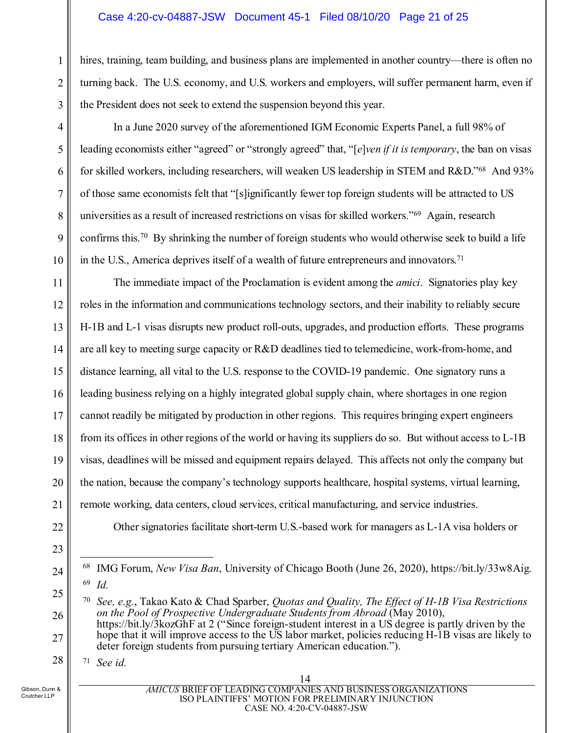hires, training, team building, and business plans are implemented in another country—there is often no turning back. The U.S. economy, and U.S. workers and employers, will suffer permanent harm, even if the President does not seek to extend the suspension beyond this year.

In a June 2020 survey of the aforementioned IGM Economic Experts Panel, a full 98% of leading economists either "agreed" or "strongly agreed" that, "[*e*]*ven if it is temporary*, the ban on visas for skilled workers, including researchers, will weaken US leadership in STEM and R&D."[68] And 93% of those same economists felt that "[s]ignificantly fewer top foreign students will be attracted to US universities as a result of increased restrictions on visas for skilled workers."[69] Again, research confirms this.[70] By shrinking the number of foreign students who would otherwise seek to build a life in the U.S., America deprives itself of a wealth of future entrepreneurs and innovators.[71]

The immediate impact of the Proclamation is evident among the *amici*. Signatories play key roles in the information and communications technology sectors, and their inability to reliably secure H-1B and L-1 visas disrupts new product roll-outs, upgrades, and production efforts. These programs are all key to meeting surge capacity or R&D deadlines tied to telemedicine, work-from-home, and distance learning, all vital to the U.S. response to the COVID-19 pandemic. One signatory runs a leading business relying on a highly integrated global supply chain, where shortages in one region cannot readily be mitigated by production in other regions. This requires bringing expert engineers from its offices in other regions of the world or having its suppliers do so. But without access to L-1B visas, deadlines will be missed and equipment repairs delayed. This affects not only the company but the nation, because the company's technology supports healthcare, hospital systems, virtual learning, remote working, data centers, cloud services, critical manufacturing, and service industries.

Other signatories facilitate short-term U.S.-based work for managers as L-1A visa holders or

---

[68] IMG Forum, *New Visa Ban*, University of Chicago Booth (June 26, 2020), https://bit.ly/33w8Aig.

[69] *Id.*

[70] *See, e.g.*, Takao Kato & Chad Sparber, *Quotas and Quality, The Effect of H-1B Visa Restrictions on the Pool of Prospective Undergraduate Students from Abroad* (May 2010), https://bit.ly/3kozGhF at 2 ("Since foreign-student interest in a US degree is partly driven by the hope that it will improve access to the US labor market, policies reducing H-1B visas are likely to deter foreign students from pursuing tertiary American education.").

[71] *See id.*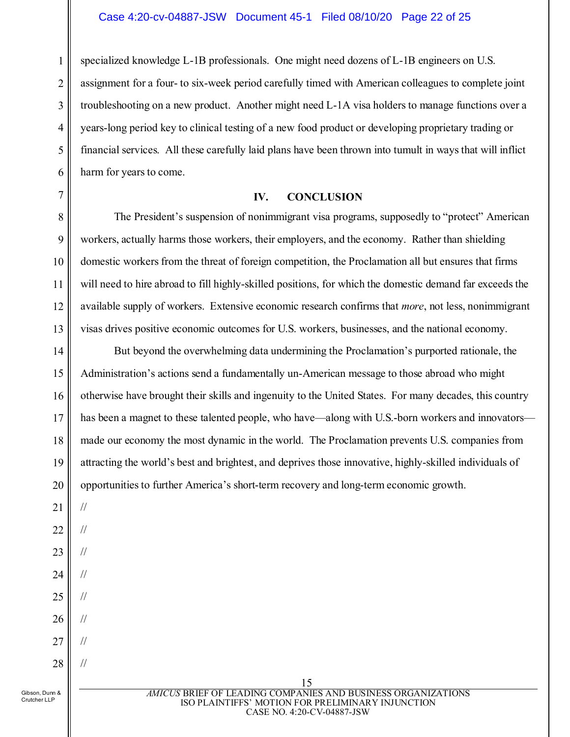specialized knowledge L-1B professionals. One might need dozens of L-1B engineers on U.S. assignment for a four- to six-week period carefully timed with American colleagues to complete joint troubleshooting on a new product. Another might need L-1A visa holders to manage functions over a years-long period key to clinical testing of a new food product or developing proprietary trading or financial services. All these carefully laid plans have been thrown into tumult in ways that will inflict harm for years to come.

## IV. CONCLUSION

The President's suspension of nonimmigrant visa programs, supposedly to "protect" American workers, actually harms those workers, their employers, and the economy. Rather than shielding domestic workers from the threat of foreign competition, the Proclamation all but ensures that firms will need to hire abroad to fill highly-skilled positions, for which the domestic demand far exceeds the available supply of workers. Extensive economic research confirms that *more*, not less, nonimmigrant visas drives positive economic outcomes for U.S. workers, businesses, and the national economy.

But beyond the overwhelming data undermining the Proclamation's purported rationale, the Administration's actions send a fundamentally un-American message to those abroad who might otherwise have brought their skills and ingenuity to the United States. For many decades, this country has been a magnet to these talented people, who have—along with U.S.-born workers and innovators—made our economy the most dynamic in the world. The Proclamation prevents U.S. companies from attracting the world's best and brightest, and deprives those innovative, highly-skilled individuals of opportunities to further America's short-term recovery and long-term economic growth.

//

//

//

//

//

//

//

//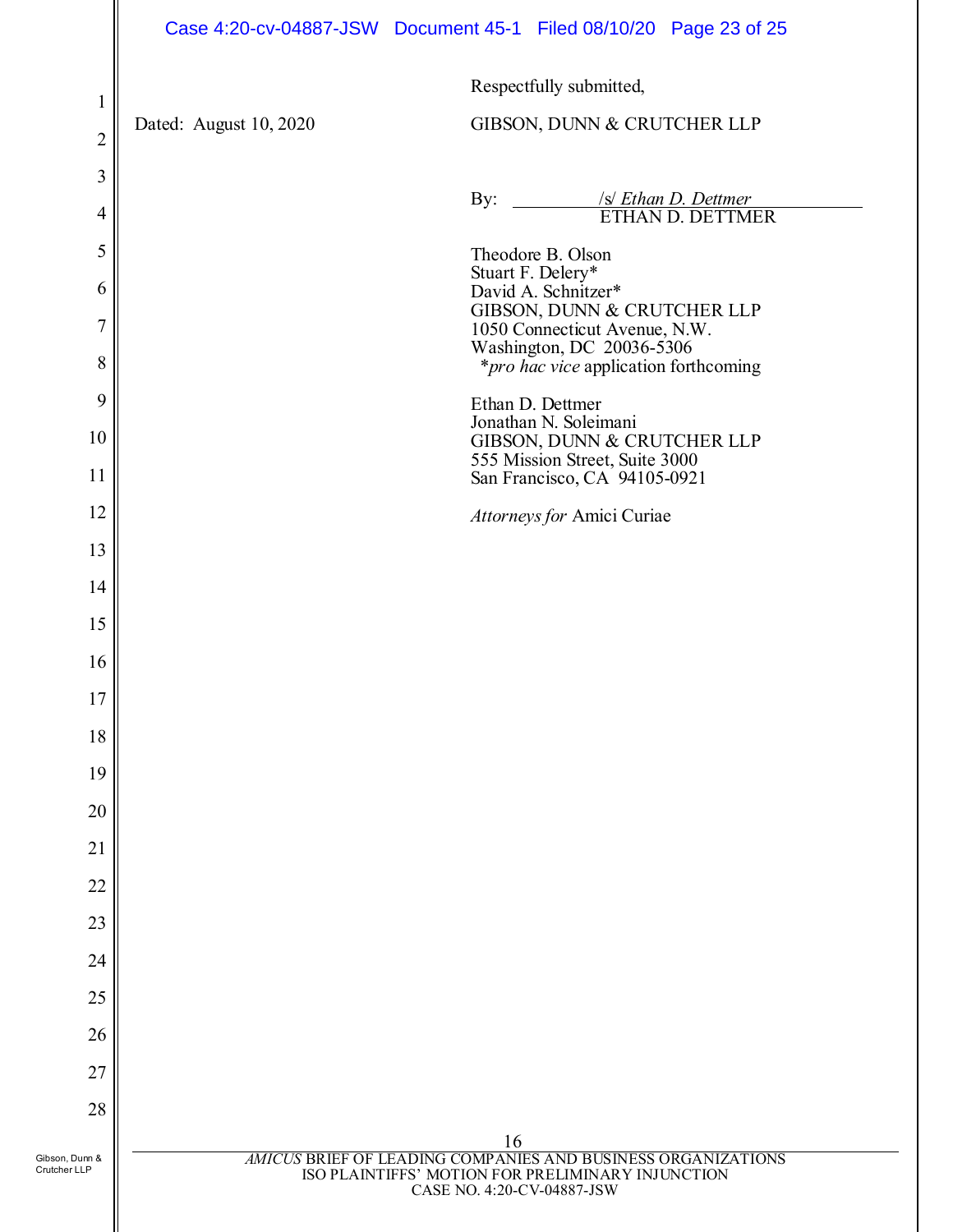Dated: August 10, 2020

Respectfully submitted,

GIBSON, DUNN & CRUTCHER LLP

By: /s/ *Ethan D. Dettmer*
ETHAN D. DETTMER

Theodore B. Olson
Stuart F. Delery*
David A. Schnitzer*
GIBSON, DUNN & CRUTCHER LLP
1050 Connecticut Avenue, N.W.
Washington, DC 20036-5306
*pro hac vice* application forthcoming

Ethan D. Dettmer
Jonathan N. Soleimani
GIBSON, DUNN & CRUTCHER LLP
555 Mission Street, Suite 3000
San Francisco, CA 94105-0921

*Attorneys for* Amici Curiae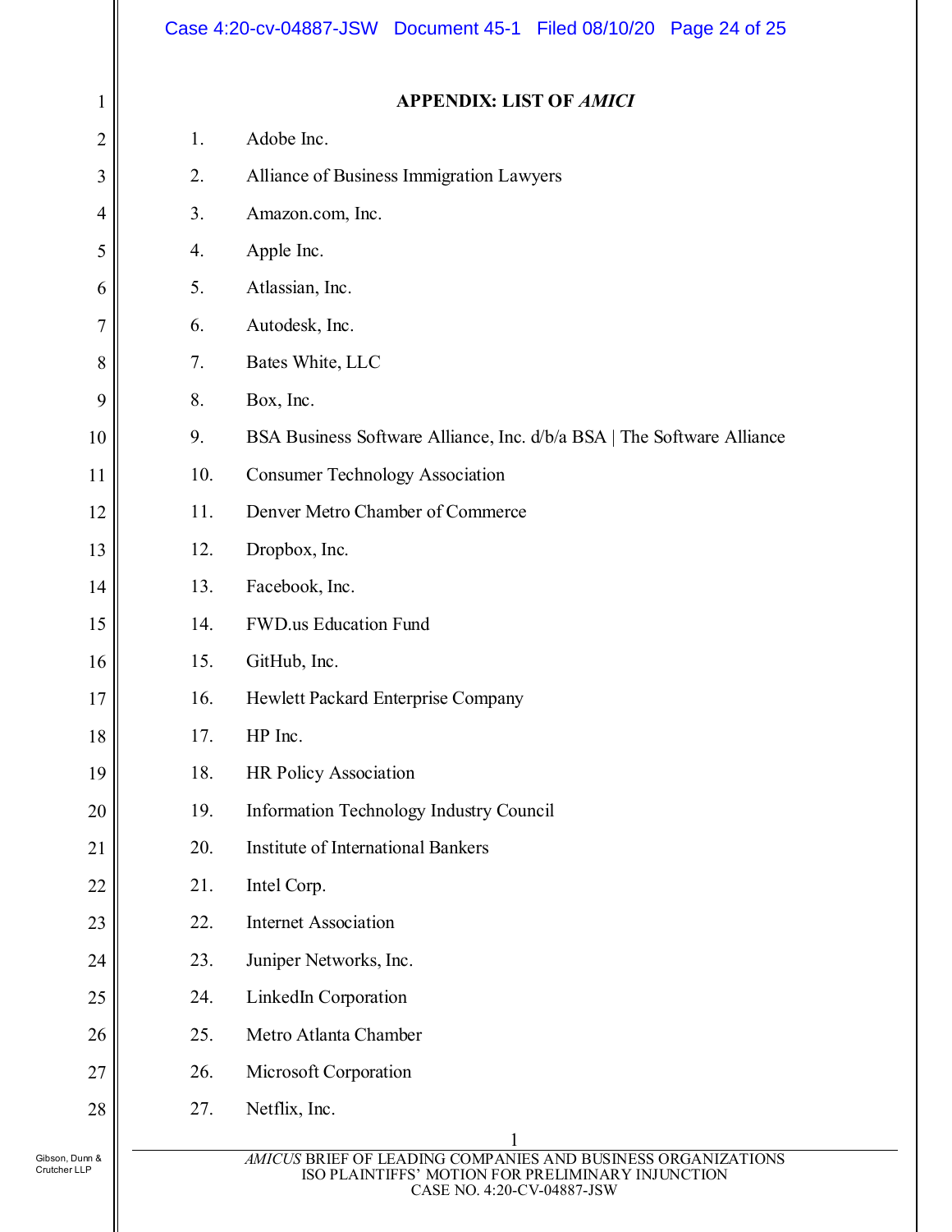**APPENDIX: LIST OF *AMICI***

1. Adobe Inc.
2. Alliance of Business Immigration Lawyers
3. Amazon.com, Inc.
4. Apple Inc.
5. Atlassian, Inc.
6. Autodesk, Inc.
7. Bates White, LLC
8. Box, Inc.
9. BSA Business Software Alliance, Inc. d/b/a BSA | The Software Alliance
10. Consumer Technology Association
11. Denver Metro Chamber of Commerce
12. Dropbox, Inc.
13. Facebook, Inc.
14. FWD.us Education Fund
15. GitHub, Inc.
16. Hewlett Packard Enterprise Company
17. HP Inc.
18. HR Policy Association
19. Information Technology Industry Council
20. Institute of International Bankers
21. Intel Corp.
22. Internet Association
23. Juniper Networks, Inc.
24. LinkedIn Corporation
25. Metro Atlanta Chamber
26. Microsoft Corporation
27. Netflix, Inc.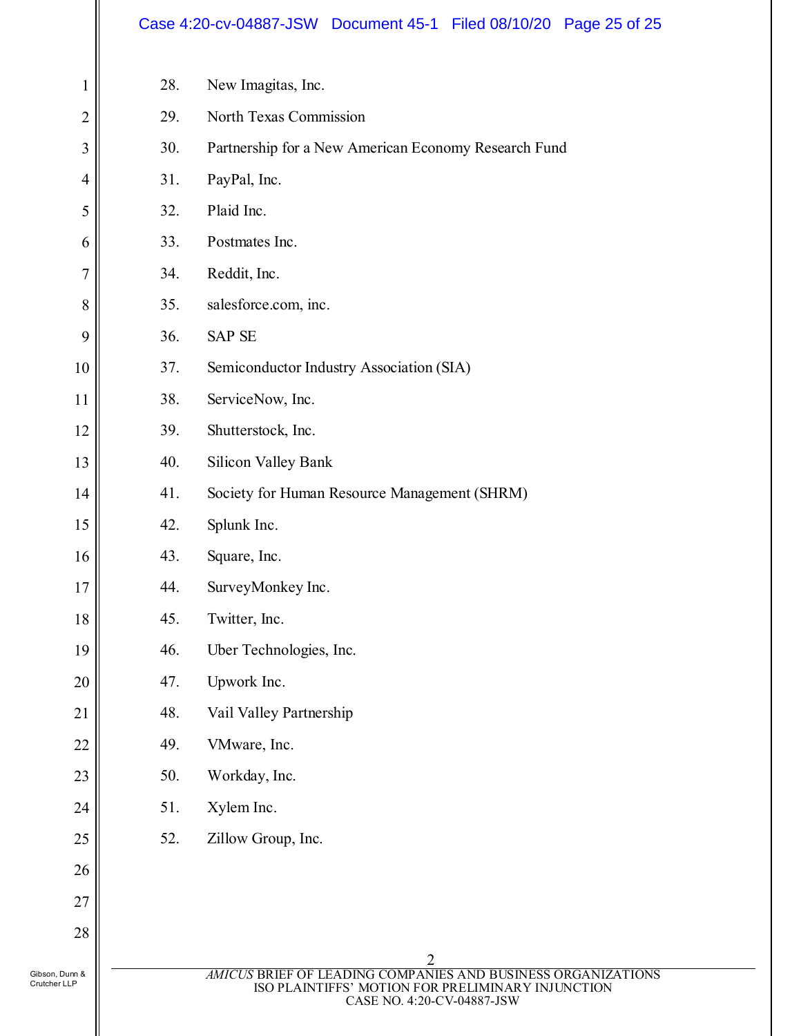28. New Imagitas, Inc.
29. North Texas Commission
30. Partnership for a New American Economy Research Fund
31. PayPal, Inc.
32. Plaid Inc.
33. Postmates Inc.
34. Reddit, Inc.
35. salesforce.com, inc.
36. SAP SE
37. Semiconductor Industry Association (SIA)
38. ServiceNow, Inc.
39. Shutterstock, Inc.
40. Silicon Valley Bank
41. Society for Human Resource Management (SHRM)
42. Splunk Inc.
43. Square, Inc.
44. SurveyMonkey Inc.
45. Twitter, Inc.
46. Uber Technologies, Inc.
47. Upwork Inc.
48. Vail Valley Partnership
49. VMware, Inc.
50. Workday, Inc.
51. Xylem Inc.
52. Zillow Group, Inc.